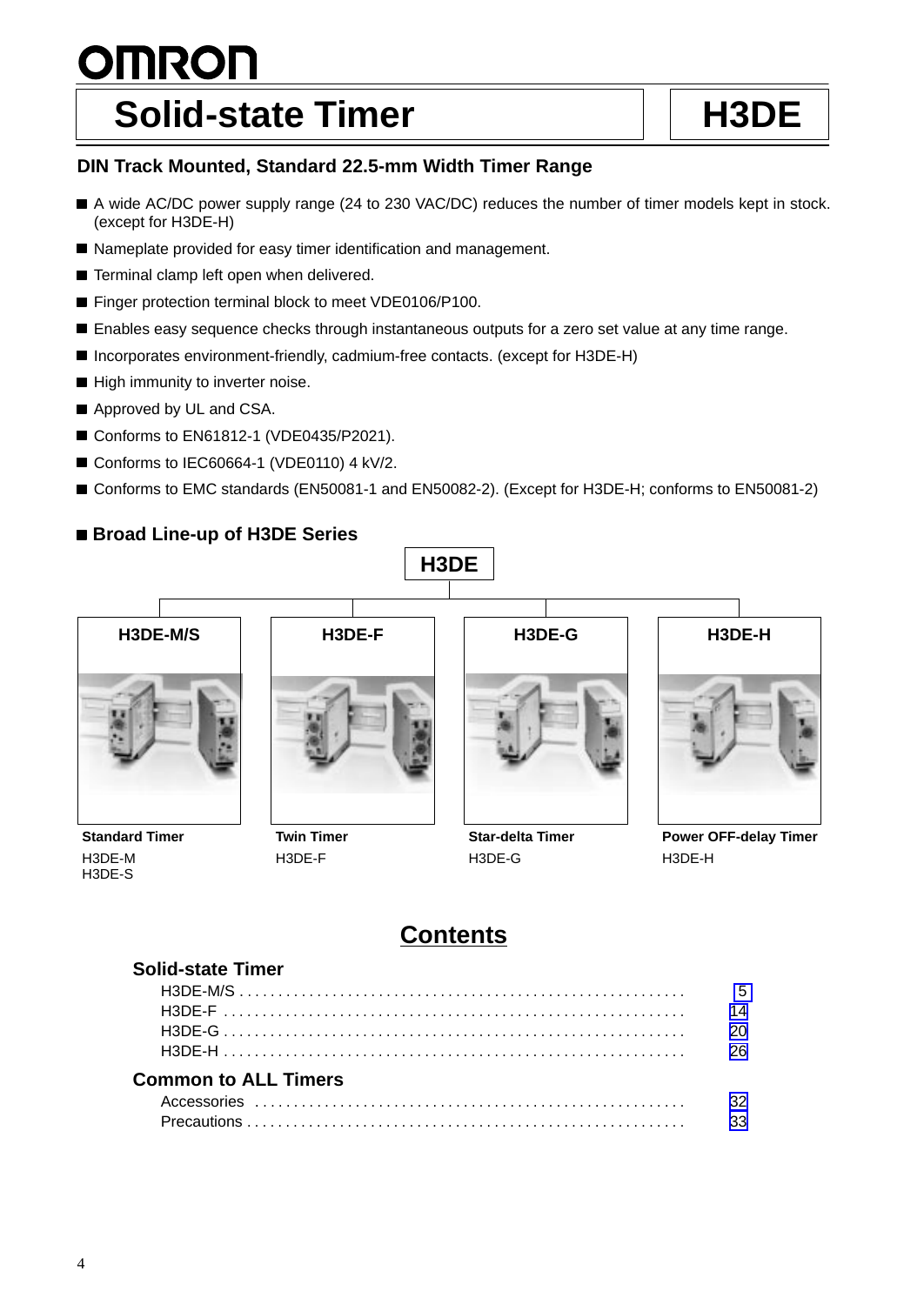OMRON

# Solid-state Timer — H3DE

**DIN Track Mounted, Standard 22.5-mm Width Timer Range**

- A wide AC/DC power supply range (24 to 230 VAC/DC) reduces the number of timer models kept in stock. (except for H3DE-H)
- Nameplate provided for easy timer identification and management.
- Terminal clamp left open when delivered.
- Finger protection terminal block to meet VDE0106/P100.
- Enables easy sequence checks through instantaneous outputs for a zero set value at any time range.
- Incorporates environment-friendly, cadmium-free contacts. (except for H3DE-H)
- High immunity to inverter noise.
- Approved by UL and CSA.
- Conforms to EN61812-1 (VDE0435/P2021).
- Conforms to IEC60664-1 (VDE0110) 4 kV/2.
- Conforms to EMC standards (EN50081-1 and EN50082-2). (Except for H3DE-H; conforms to EN50081-2)

## Broad Line-up of H3DE Series

H3DE

| H3DE-M/S | H3DE-F | H3DE-G | H3DE-H |
|---|---|---|---|
| **Standard Timer** | **Twin Timer** | **Star-delta Timer** | **Power OFF-delay Timer** |
| H3DE-M<br>H3DE-S | H3DE-F | H3DE-G | H3DE-H |

## Contents

**Solid-state Timer**

| | |
|---|---|
| H3DE-M/S | 5 |
| H3DE-F | 14 |
| H3DE-G | 20 |
| H3DE-H | 26 |

**Common to ALL Timers**

| | |
|---|---|
| Accessories | 32 |
| Precautions | 33 |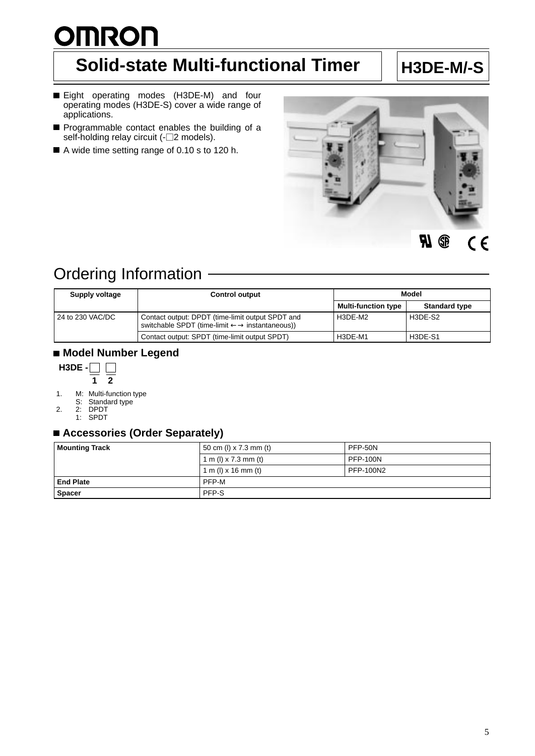# Solid-state Multi-functional Timer

# H3DE-M/-S

- Eight operating modes (H3DE-M) and four operating modes (H3DE-S) cover a wide range of applications.
- Programmable contact enables the building of a self-holding relay circuit (-□2 models).
- A wide time setting range of 0.10 s to 120 h.

## Ordering Information

| Supply voltage | Control output | Model | |
|---|---|---|---|
| | | Multi-function type | Standard type |
| 24 to 230 VAC/DC | Contact output: DPDT (time-limit output SPDT and switchable SPDT (time-limit ←→ instantaneous)) | H3DE-M2 | H3DE-S2 |
| | Contact output: SPDT (time-limit output SPDT) | H3DE-M1 | H3DE-S1 |

### ■ Model Number Legend

H3DE - □ □
1 2

1. M: Multi-function type
   S: Standard type
2. 2: DPDT
   1: SPDT

### ■ Accessories (Order Separately)

| | | |
|---|---|---|
| **Mounting Track** | 50 cm (l) x 7.3 mm (t) | PFP-50N |
| | 1 m (l) x 7.3 mm (t) | PFP-100N |
| | 1 m (l) x 16 mm (t) | PFP-100N2 |
| **End Plate** | PFP-M | |
| **Spacer** | PFP-S | |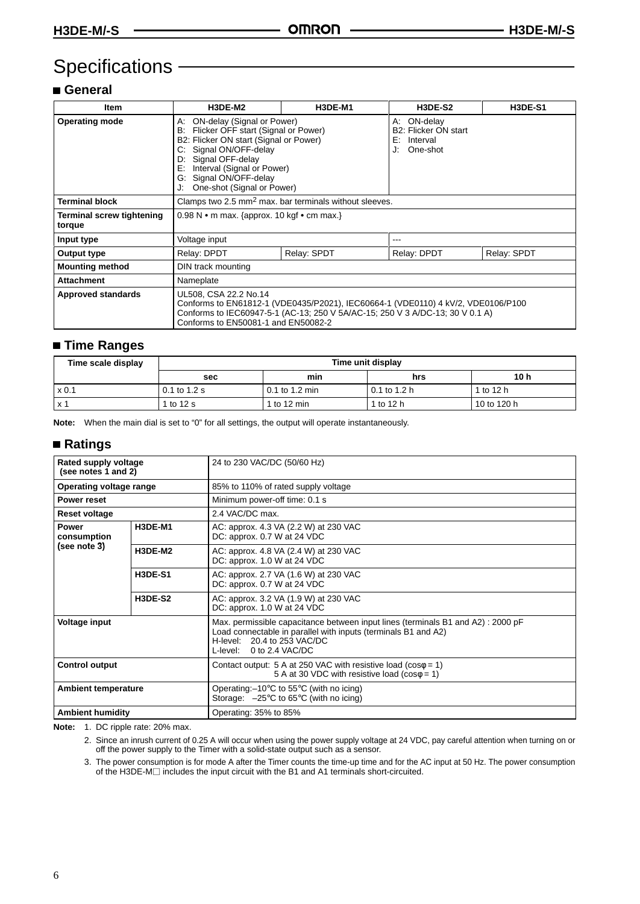# Specifications

## General

| Item | H3DE-M2 | H3DE-M1 | H3DE-S2 | H3DE-S1 |
|---|---|---|---|---|
| **Operating mode** | A: ON-delay (Signal or Power)<br>B: Flicker OFF start (Signal or Power)<br>B2: Flicker ON start (Signal or Power)<br>C: Signal ON/OFF-delay<br>D: Signal OFF-delay<br>E: Interval (Signal or Power)<br>G: Signal ON/OFF-delay<br>J: One-shot (Signal or Power) | | A: ON-delay<br>B2: Flicker ON start<br>E: Interval<br>J: One-shot | |
| **Terminal block** | Clamps two 2.5 mm² max. bar terminals without sleeves. | | | |
| **Terminal screw tightening torque** | 0.98 N • m max. {approx. 10 kgf • cm max.} | | | |
| **Input type** | Voltage input | | --- | |
| **Output type** | Relay: DPDT | Relay: SPDT | Relay: DPDT | Relay: SPDT |
| **Mounting method** | DIN track mounting | | | |
| **Attachment** | Nameplate | | | |
| **Approved standards** | UL508, CSA 22.2 No.14<br>Conforms to EN61812-1 (VDE0435/P2021), IEC60664-1 (VDE0110) 4 kV/2, VDE0106/P100<br>Conforms to IEC60947-5-1 (AC-13; 250 V 5A/AC-15; 250 V 3 A/DC-13; 30 V 0.1 A)<br>Conforms to EN50081-1 and EN50082-2 | | | |

## Time Ranges

| Time scale display | Time unit display | | | |
|---|---|---|---|---|
| | **sec** | **min** | **hrs** | **10 h** |
| x 0.1 | 0.1 to 1.2 s | 0.1 to 1.2 min | 0.1 to 1.2 h | 1 to 12 h |
| x 1 | 1 to 12 s | 1 to 12 min | 1 to 12 h | 10 to 120 h |

**Note:** When the main dial is set to "0" for all settings, the output will operate instantaneously.

## Ratings

| | | |
|---|---|---|
| **Rated supply voltage (see notes 1 and 2)** | | 24 to 230 VAC/DC (50/60 Hz) |
| **Operating voltage range** | | 85% to 110% of rated supply voltage |
| **Power reset** | | Minimum power-off time: 0.1 s |
| **Reset voltage** | | 2.4 VAC/DC max. |
| **Power consumption (see note 3)** | **H3DE-M1** | AC: approx. 4.3 VA (2.2 W) at 230 VAC<br>DC: approx. 0.7 W at 24 VDC |
| | **H3DE-M2** | AC: approx. 4.8 VA (2.4 W) at 230 VAC<br>DC: approx. 1.0 W at 24 VDC |
| | **H3DE-S1** | AC: approx. 2.7 VA (1.6 W) at 230 VAC<br>DC: approx. 0.7 W at 24 VDC |
| | **H3DE-S2** | AC: approx. 3.2 VA (1.9 W) at 230 VAC<br>DC: approx. 1.0 W at 24 VDC |
| **Voltage input** | | Max. permissible capacitance between input lines (terminals B1 and A2) : 2000 pF<br>Load connectable in parallel with inputs (terminals B1 and A2)<br>H-level: 20.4 to 253 VAC/DC<br>L-level: 0 to 2.4 VAC/DC |
| **Control output** | | Contact output: 5 A at 250 VAC with resistive load (cosφ = 1)<br>5 A at 30 VDC with resistive load (cosφ = 1) |
| **Ambient temperature** | | Operating: –10°C to 55°C (with no icing)<br>Storage: –25°C to 65°C (with no icing) |
| **Ambient humidity** | | Operating: 35% to 85% |

**Note:**
1. DC ripple rate: 20% max.
2. Since an inrush current of 0.25 A will occur when using the power supply voltage at 24 VDC, pay careful attention when turning on or off the power supply to the Timer with a solid-state output such as a sensor.
3. The power consumption is for mode A after the Timer counts the time-up time and for the AC input at 50 Hz. The power consumption of the H3DE-M☐ includes the input circuit with the B1 and A1 terminals short-circuited.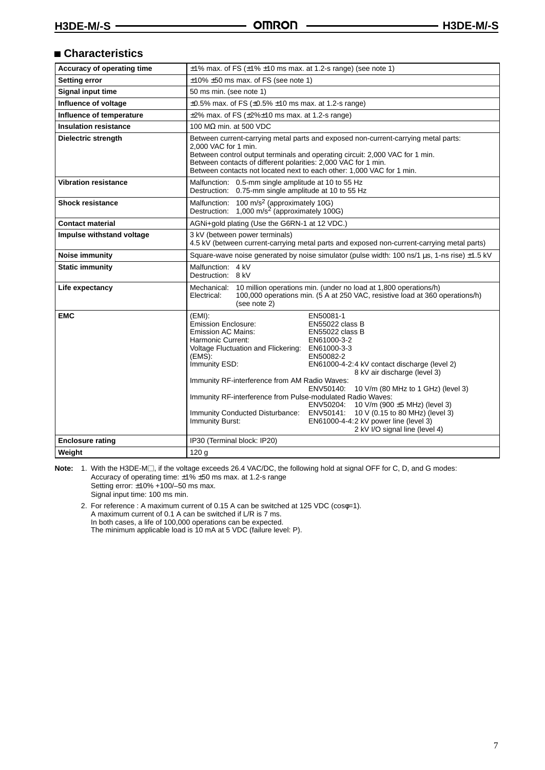## Characteristics

| Accuracy of operating time | ±1% max. of FS (±1% ±10 ms max. at 1.2-s range) (see note 1) |
|---|---|
| Setting error | ±10% ±50 ms max. of FS (see note 1) |
| Signal input time | 50 ms min. (see note 1) |
| Influence of voltage | ±0.5% max. of FS (±0.5% ±10 ms max. at 1.2-s range) |
| Influence of temperature | ±2% max. of FS (±2%±10 ms max. at 1.2-s range) |
| Insulation resistance | 100 MΩ min. at 500 VDC |
| Dielectric strength | Between current-carrying metal parts and exposed non-current-carrying metal parts: 2,000 VAC for 1 min.<br>Between control output terminals and operating circuit: 2,000 VAC for 1 min.<br>Between contacts of different polarities: 2,000 VAC for 1 min.<br>Between contacts not located next to each other: 1,000 VAC for 1 min. |
| Vibration resistance | Malfunction: 0.5-mm single amplitude at 10 to 55 Hz<br>Destruction: 0.75-mm single amplitude at 10 to 55 Hz |
| Shock resistance | Malfunction: 100 $m/s^2$ (approximately 10G)<br>Destruction: 1,000 $m/s^2$ (approximately 100G) |
| Contact material | AGNi+gold plating (Use the G6RN-1 at 12 VDC.) |
| Impulse withstand voltage | 3 kV (between power terminals)<br>4.5 kV (between current-carrying metal parts and exposed non-current-carrying metal parts) |
| Noise immunity | Square-wave noise generated by noise simulator (pulse width: 100 ns/1 µs, 1-ns rise) ±1.5 kV |
| Static immunity | Malfunction: 4 kV<br>Destruction: 8 kV |
| Life expectancy | Mechanical: 10 million operations min. (under no load at 1,800 operations/h)<br>Electrical: 100,000 operations min. (5 A at 250 VAC, resistive load at 360 operations/h) (see note 2) |
| EMC | (EMI): EN50081-1<br>Emission Enclosure: EN55022 class B<br>Emission AC Mains: EN55022 class B<br>Harmonic Current: EN61000-3-2<br>Voltage Fluctuation and Flickering: EN61000-3-3<br>(EMS): EN50082-2<br>Immunity ESD: EN61000-4-2:4 kV contact discharge (level 2) 8 kV air discharge (level 3)<br>Immunity RF-interference from AM Radio Waves: ENV50140: 10 V/m (80 MHz to 1 GHz) (level 3)<br>Immunity RF-interference from Pulse-modulated Radio Waves: ENV50204: 10 V/m (900 ±5 MHz) (level 3)<br>Immunity Conducted Disturbance: ENV50141: 10 V (0.15 to 80 MHz) (level 3)<br>Immunity Burst: EN61000-4-4:2 kV power line (level 3) 2 kV I/O signal line (level 4) |
| Enclosure rating | IP30 (Terminal block: IP20) |
| Weight | 120 g |

**Note:** 1. With the H3DE-M□, if the voltage exceeds 26.4 VAC/DC, the following hold at signal OFF for C, D, and G modes:
Accuracy of operating time: ±1% ±50 ms max. at 1.2-s range
Setting error: ±10% +100/–50 ms max.
Signal input time: 100 ms min.

2. For reference : A maximum current of 0.15 A can be switched at 125 VDC (cosφ=1).
A maximum current of 0.1 A can be switched if L/R is 7 ms.
In both cases, a life of 100,000 operations can be expected.
The minimum applicable load is 10 mA at 5 VDC (failure level: P).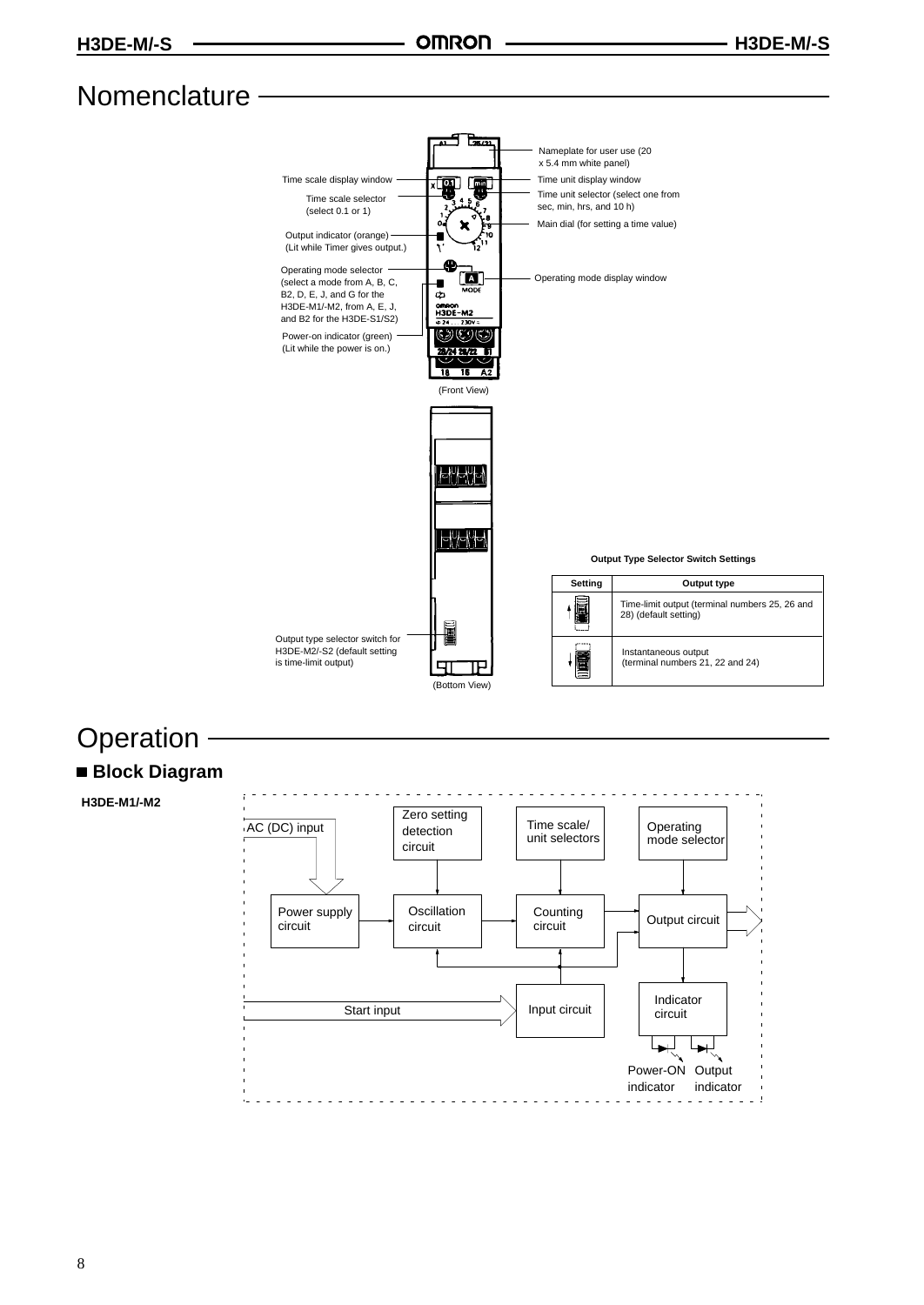# Nomenclature

Nameplate for user use (20 x 5.4 mm white panel)

Time scale display window

Time unit display window

Time scale selector (select 0.1 or 1)

Time unit selector (select one from sec, min, hrs, and 10 h)

Main dial (for setting a time value)

Output indicator (orange) (Lit while Timer gives output.)

Operating mode selector (select a mode from A, B, C, B2, D, E, J, and G for the H3DE-M1/-M2, from A, E, J, and B2 for the H3DE-S1/S2)

Operating mode display window

Power-on indicator (green) (Lit while the power is on.)

(Front View)

Output type selector switch for H3DE-M2/-S2 (default setting is time-limit output)

(Bottom View)

**Output Type Selector Switch Settings**

| Setting | Output type |
|---|---|
| ↑ | Time-limit output (terminal numbers 25, 26 and 28) (default setting) |
| ↓ | Instantaneous output (terminal numbers 21, 22 and 24) |

# Operation

## ■ Block Diagram

**H3DE-M1/-M2**

AC (DC) input → Power supply circuit → Oscillation circuit → Counting circuit → Output circuit

Zero setting detection circuit → Oscillation circuit

Time scale/ unit selectors → Counting circuit

Operating mode selector → Output circuit

Start input → Input circuit

Output circuit → Indicator circuit → Power-ON indicator, Output indicator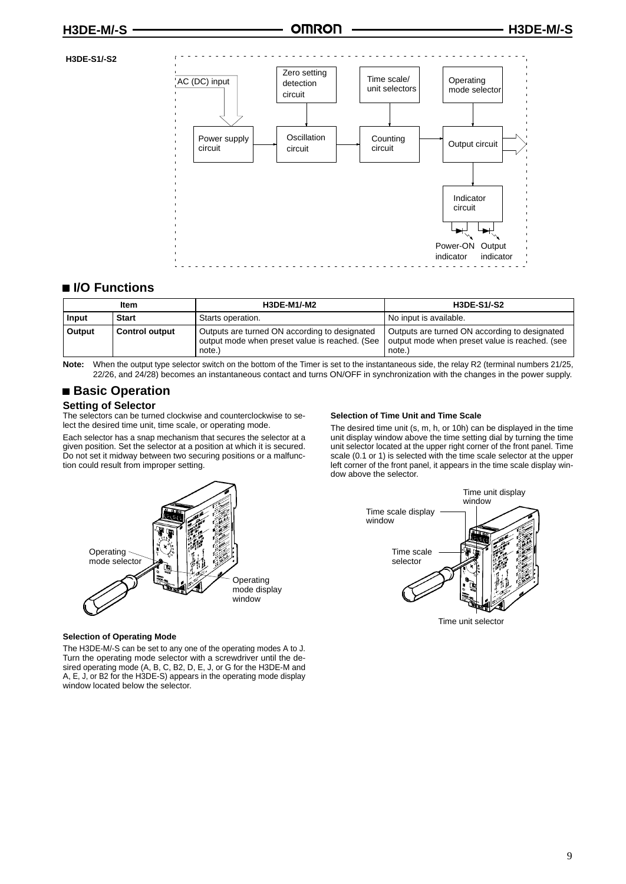**H3DE-S1/-S2**

AC (DC) input

Zero setting detection circuit

Time scale/ unit selectors

Operating mode selector

Power supply circuit

Oscillation circuit

Counting circuit

Output circuit

Indicator circuit

Power-ON indicator

Output indicator

## ■ I/O Functions

| Item | | H3DE-M1/-M2 | H3DE-S1/-S2 |
|---|---|---|---|
| **Input** | **Start** | Starts operation. | No input is available. |
| **Output** | **Control output** | Outputs are turned ON according to designated output mode when preset value is reached. (See note.) | Outputs are turned ON according to designated output mode when preset value is reached. (see note.) |

**Note:** When the output type selector switch on the bottom of the Timer is set to the instantaneous side, the relay R2 (terminal numbers 21/25, 22/26, and 24/28) becomes an instantaneous contact and turns ON/OFF in synchronization with the changes in the power supply.

## ■ Basic Operation

### Setting of Selector

The selectors can be turned clockwise and counterclockwise to select the desired time unit, time scale, or operating mode.

Each selector has a snap mechanism that secures the selector at a given position. Set the selector at a position at which it is secured. Do not set it midway between two securing positions or a malfunction could result from improper setting.

Operating mode selector

Operating mode display window

**Selection of Operating Mode**

The H3DE-M/-S can be set to any one of the operating modes A to J. Turn the operating mode selector with a screwdriver until the desired operating mode (A, B, C, B2, D, E, J, or G for the H3DE-M and A, E, J, or B2 for the H3DE-S) appears in the operating mode display window located below the selector.

**Selection of Time Unit and Time Scale**

The desired time unit (s, m, h, or 10h) can be displayed in the time unit display window above the time setting dial by turning the time unit selector located at the upper right corner of the front panel. Time scale (0.1 or 1) is selected with the time scale selector at the upper left corner of the front panel, it appears in the time scale display window above the selector.

Time unit display window

Time scale display window

Time scale selector

Time unit selector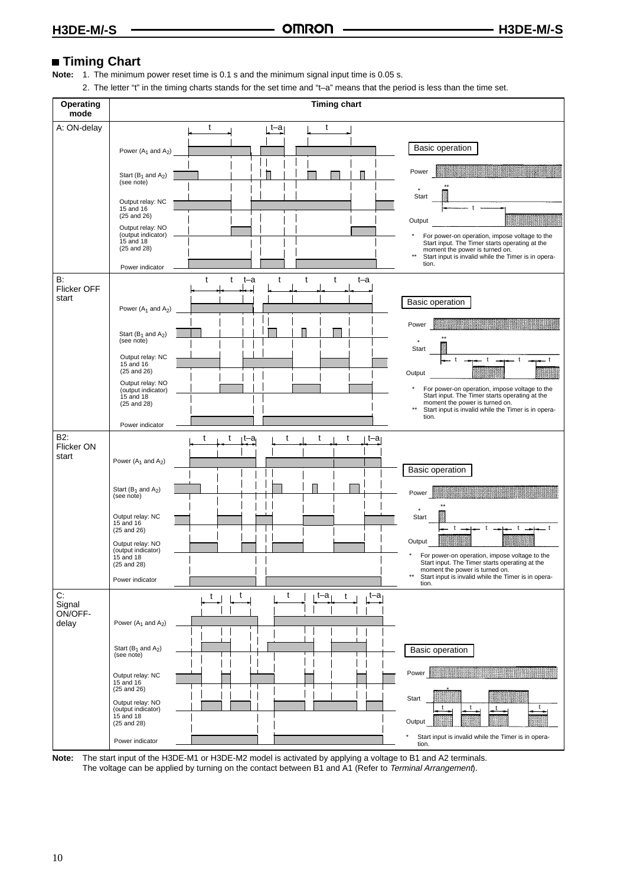## ■ Timing Chart

**Note:** 1. The minimum power reset time is 0.1 s and the minimum signal input time is 0.05 s.

2. The letter "t" in the timing charts stands for the set time and "t–a" means that the period is less than the time set.

| Operating mode | Timing chart |
|---|---|
| A: ON-delay | Power ($A_1$ and $A_2$); Start ($B_1$ and $A_2$) (see note); Output relay: NC 15 and 16 (25 and 26); Output relay: NO (output indicator) 15 and 18 (25 and 28); Power indicator. Basic operation: Power, Start *, **, Output, t. * For power-on operation, impose voltage to the Start input. The Timer starts operating at the moment the power is turned on. ** Start input is invalid while the Timer is in operation. |
| B: Flicker OFF start | Power ($A_1$ and $A_2$); Start ($B_1$ and $A_2$) (see note); Output relay: NC 15 and 16 (25 and 26); Output relay: NO (output indicator) 15 and 18 (25 and 28); Power indicator. Basic operation: Power, Start *, **, Output, t, t, t, t. * For power-on operation, impose voltage to the Start input. The Timer starts operating at the moment the power is turned on. ** Start input is invalid while the Timer is in operation. |
| B2: Flicker ON start | Power ($A_1$ and $A_2$); Start ($B_1$ and $A_2$) (see note); Output relay: NC 15 and 16 (25 and 26); Output relay: NO (output indicator) 15 and 18 (25 and 28); Power indicator. Basic operation: Power, Start *, **, Output, t, t, t, t. * For power-on operation, impose voltage to the Start input. The Timer starts operating at the moment the power is turned on. ** Start input is invalid while the Timer is in operation. |
| C: Signal ON/OFF-delay | Power ($A_1$ and $A_2$); Start ($B_1$ and $A_2$) (see note); Output relay: NC 15 and 16 (25 and 26); Output relay: NO (output indicator) 15 and 18 (25 and 28); Power indicator. Basic operation: Power, Start *, Output, t, t, t, t. * Start input is invalid while the Timer is in operation. |

**Note:** The start input of the H3DE-M1 or H3DE-M2 model is activated by applying a voltage to B1 and A2 terminals. The voltage can be applied by turning on the contact between B1 and A1 (Refer to *Terminal Arrangement*).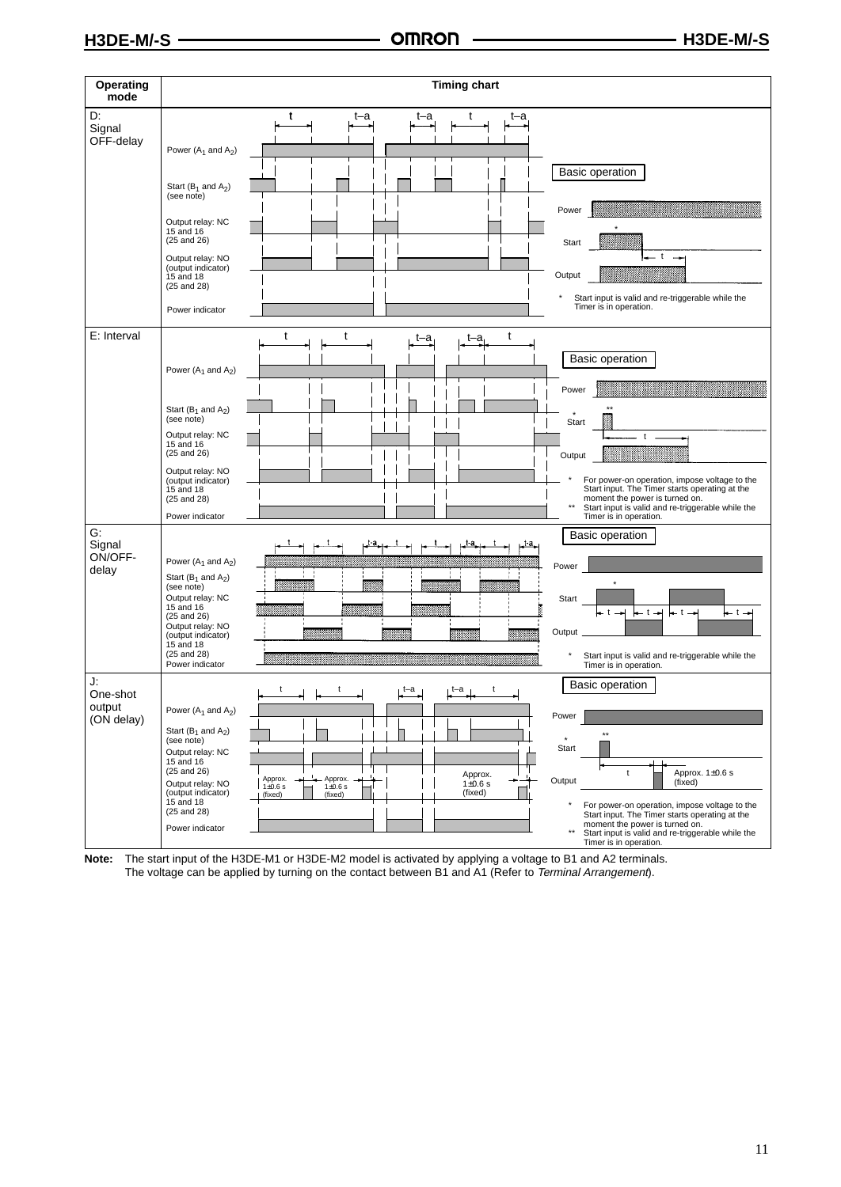| Operating mode | Timing chart |
| --- | --- |
| D: Signal OFF-delay | Power ($A_1$ and $A_2$); Start ($B_1$ and $A_2$) (see note); Output relay: NC 15 and 16 (25 and 26); Output relay: NO (output indicator) 15 and 18 (25 and 28); Power indicator. t, t–a, t–a, t, t–a. **Basic operation**: Power, Start*, Output, t. * Start input is valid and re-triggerable while the Timer is in operation. |
| E: Interval | Power ($A_1$ and $A_2$); Start ($B_1$ and $A_2$) (see note); Output relay: NC 15 and 16 (25 and 26); Output relay: NO (output indicator) 15 and 18 (25 and 28); Power indicator. t, t, t–a, t–a, t. **Basic operation**: Power, Start*, **, Output, t. * For power-on operation, impose voltage to the Start input. The Timer starts operating at the moment the power is turned on. ** Start input is valid and re-triggerable while the Timer is in operation. |
| G: Signal ON/OFF-delay | Power ($A_1$ and $A_2$); Start ($B_1$ and $A_2$) (see note); Output relay: NC 15 and 16 (25 and 26); Output relay: NO (output indicator) 15 and 18 (25 and 28); Power indicator. t, t, t-a, t, t, t-a, t, t-a. **Basic operation**: Power, Start*, Output, t, t, t, t. * Start input is valid and re-triggerable while the Timer is in operation. |
| J: One-shot output (ON delay) | Power ($A_1$ and $A_2$); Start ($B_1$ and $A_2$) (see note); Output relay: NC 15 and 16 (25 and 26); Output relay: NO (output indicator) 15 and 18 (25 and 28); Power indicator. t, t, t–a, t–a, t. Approx. 1±0.6 s (fixed). **Basic operation**: Power, Start*, **, Output, t, Approx. 1±0.6 s (fixed). * For power-on operation, impose voltage to the Start input. The Timer starts operating at the moment the power is turned on. ** Start input is valid and re-triggerable while the Timer is in operation. |

**Note:** The start input of the H3DE-M1 or H3DE-M2 model is activated by applying a voltage to B1 and A2 terminals. The voltage can be applied by turning on the contact between B1 and A1 (Refer to *Terminal Arrangement*).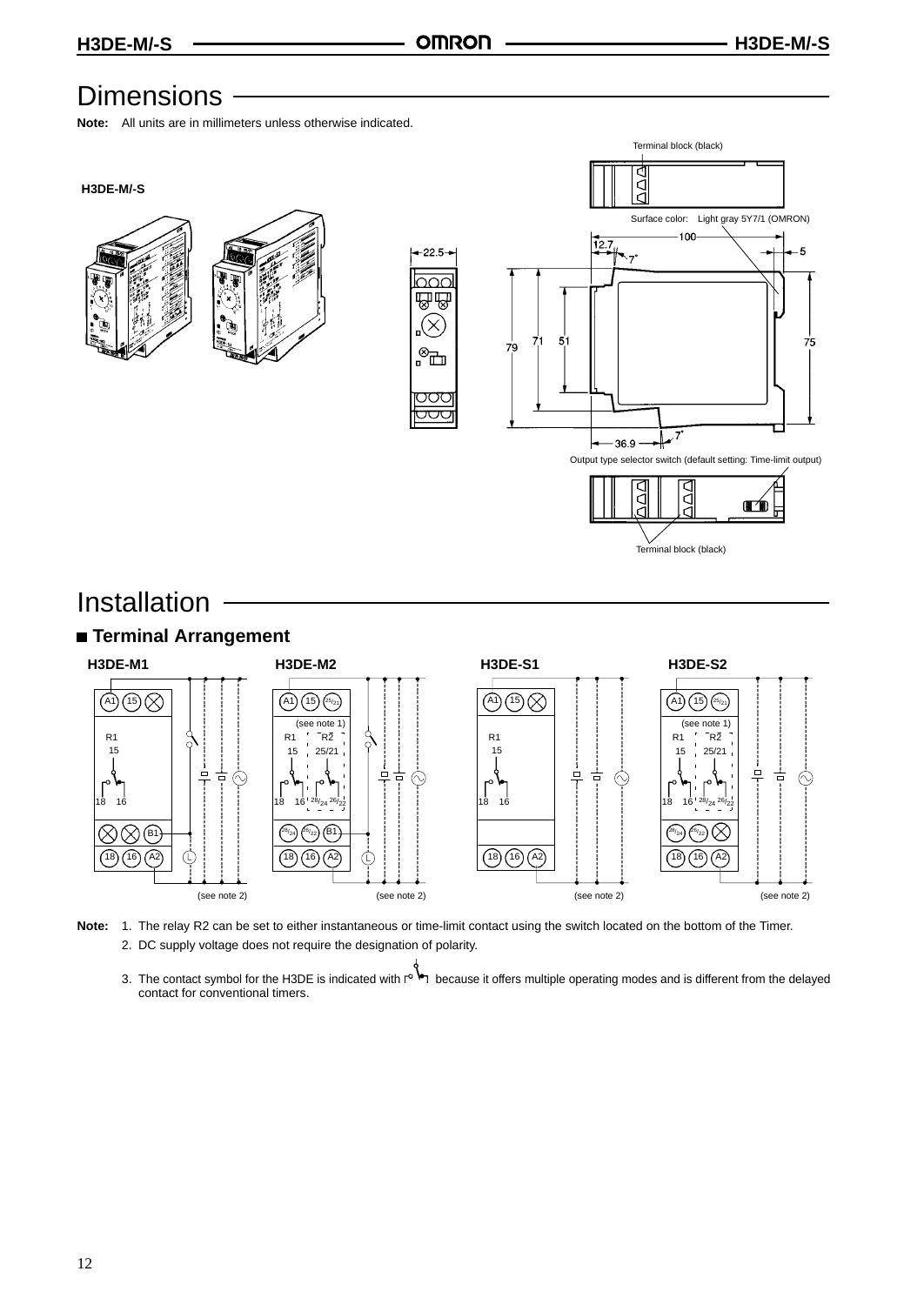# Dimensions

**Note:** All units are in millimeters unless otherwise indicated.

**H3DE-M/-S**

Terminal block (black)

Surface color: Light gray 5Y7/1 (OMRON)

Output type selector switch (default setting: Time-limit output)

Terminal block (black)

# Installation

## Terminal Arrangement

**H3DE-M1**

**H3DE-M2**

**H3DE-S1**

**H3DE-S2**

(see note 1)

(see note 2)

**Note:** 1. The relay R2 can be set to either instantaneous or time-limit contact using the switch located on the bottom of the Timer.

2. DC supply voltage does not require the designation of polarity.

3. The contact symbol for the H3DE is indicated with [symbol] because it offers multiple operating modes and is different from the delayed contact for conventional timers.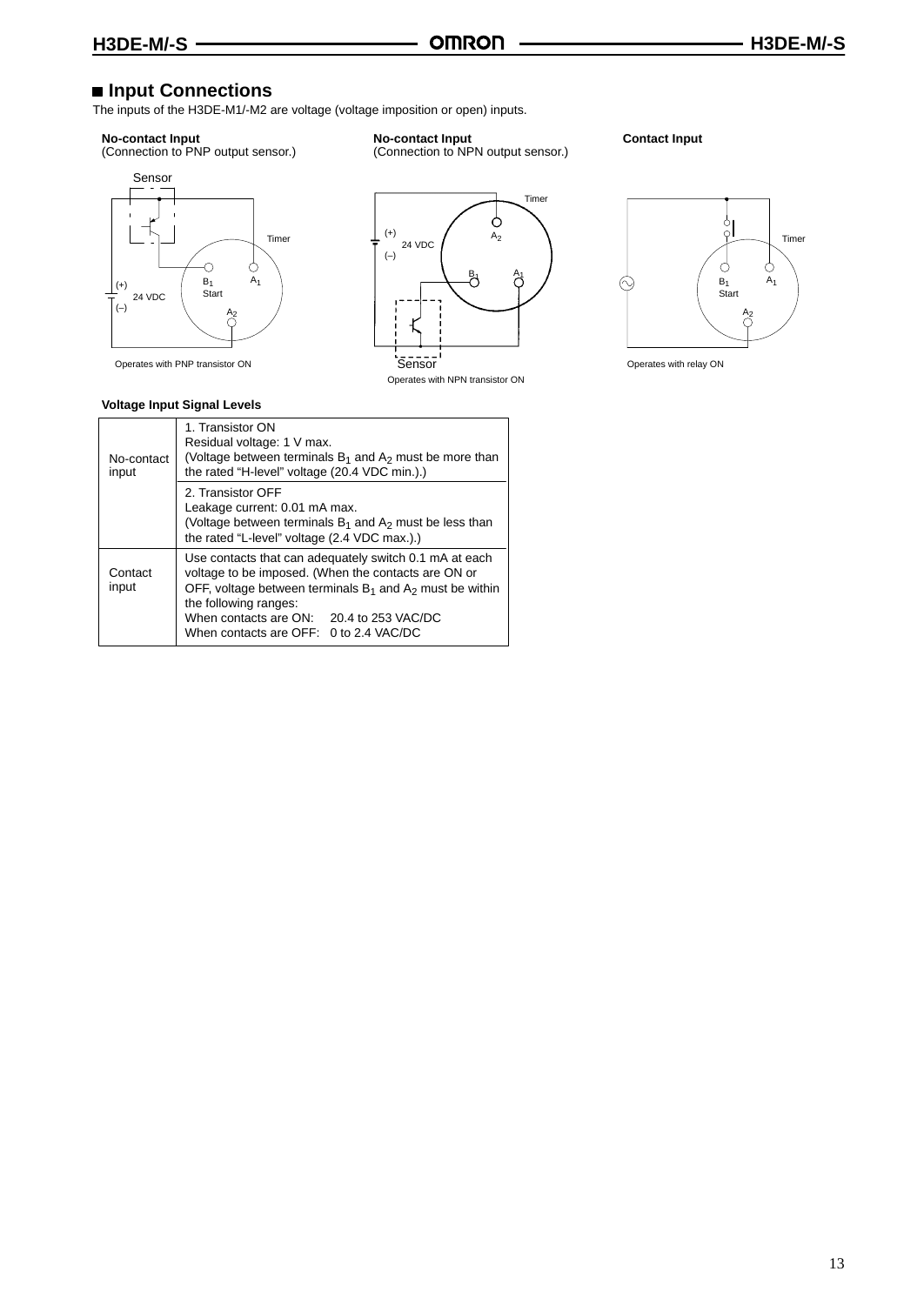## Input Connections

The inputs of the H3DE-M1/-M2 are voltage (voltage imposition or open) inputs.

**No-contact Input**
(Connection to PNP output sensor.)

Sensor

Timer

(+)
24 VDC
(–)

$B_1$ Start

$A_1$

$A_2$

Operates with PNP transistor ON

**No-contact Input**
(Connection to NPN output sensor.)

Timer

(+)
24 VDC
(–)

$A_2$

$B_1$

$A_1$

Sensor

Operates with NPN transistor ON

**Contact Input**

Timer

$B_1$ Start

$A_1$

$A_2$

Operates with relay ON

**Voltage Input Signal Levels**

| | |
|---|---|
| No-contact input | 1. Transistor ON<br>Residual voltage: 1 V max.<br>(Voltage between terminals $B_1$ and $A_2$ must be more than the rated “H-level” voltage (20.4 VDC min.).) |
| | 2. Transistor OFF<br>Leakage current: 0.01 mA max.<br>(Voltage between terminals $B_1$ and $A_2$ must be less than the rated “L-level” voltage (2.4 VDC max.).) |
| Contact input | Use contacts that can adequately switch 0.1 mA at each voltage to be imposed. (When the contacts are ON or OFF, voltage between terminals $B_1$ and $A_2$ must be within the following ranges:<br>When contacts are ON: 20.4 to 253 VAC/DC<br>When contacts are OFF: 0 to 2.4 VAC/DC |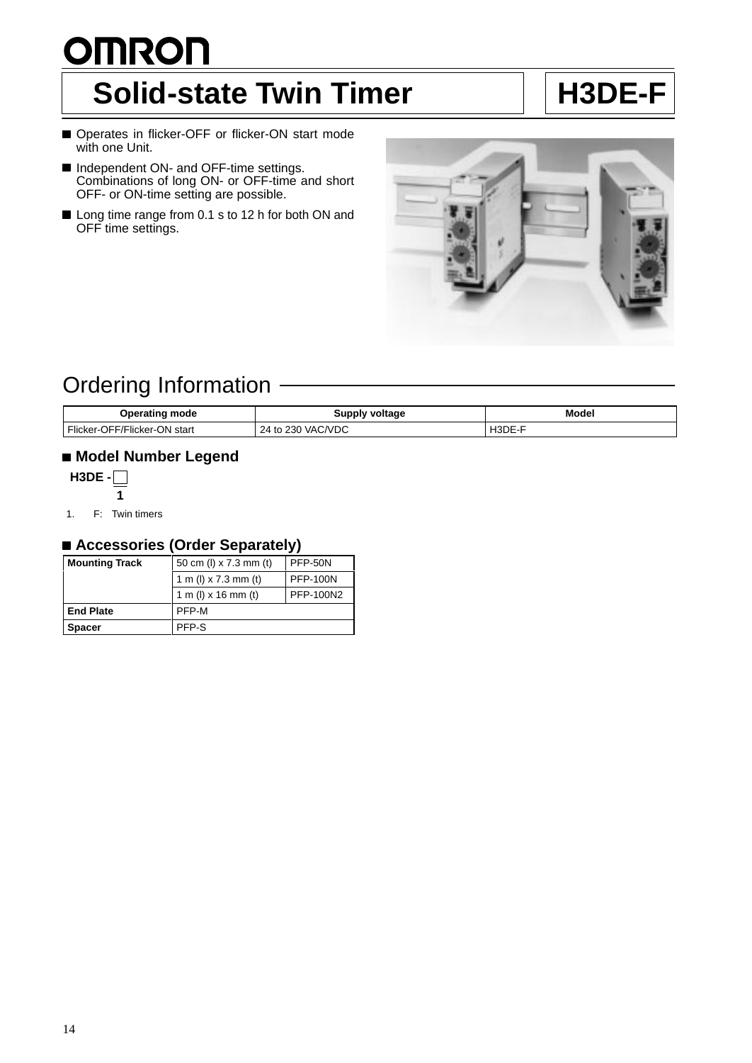# OMRON

# Solid-state Twin Timer

# H3DE-F

- Operates in flicker-OFF or flicker-ON start mode with one Unit.
- Independent ON- and OFF-time settings. Combinations of long ON- or OFF-time and short OFF- or ON-time setting are possible.
- Long time range from 0.1 s to 12 h for both ON and OFF time settings.

## Ordering Information

| Operating mode | Supply voltage | Model |
|---|---|---|
| Flicker-OFF/Flicker-ON start | 24 to 230 VAC/VDC | H3DE-F |

### ■ Model Number Legend

**H3DE - □**
**1**

1. F: Twin timers

### ■ Accessories (Order Separately)

| | | |
|---|---|---|
| **Mounting Track** | 50 cm (l) x 7.3 mm (t) | PFP-50N |
| | 1 m (l) x 7.3 mm (t) | PFP-100N |
| | 1 m (l) x 16 mm (t) | PFP-100N2 |
| **End Plate** | PFP-M | |
| **Spacer** | PFP-S | |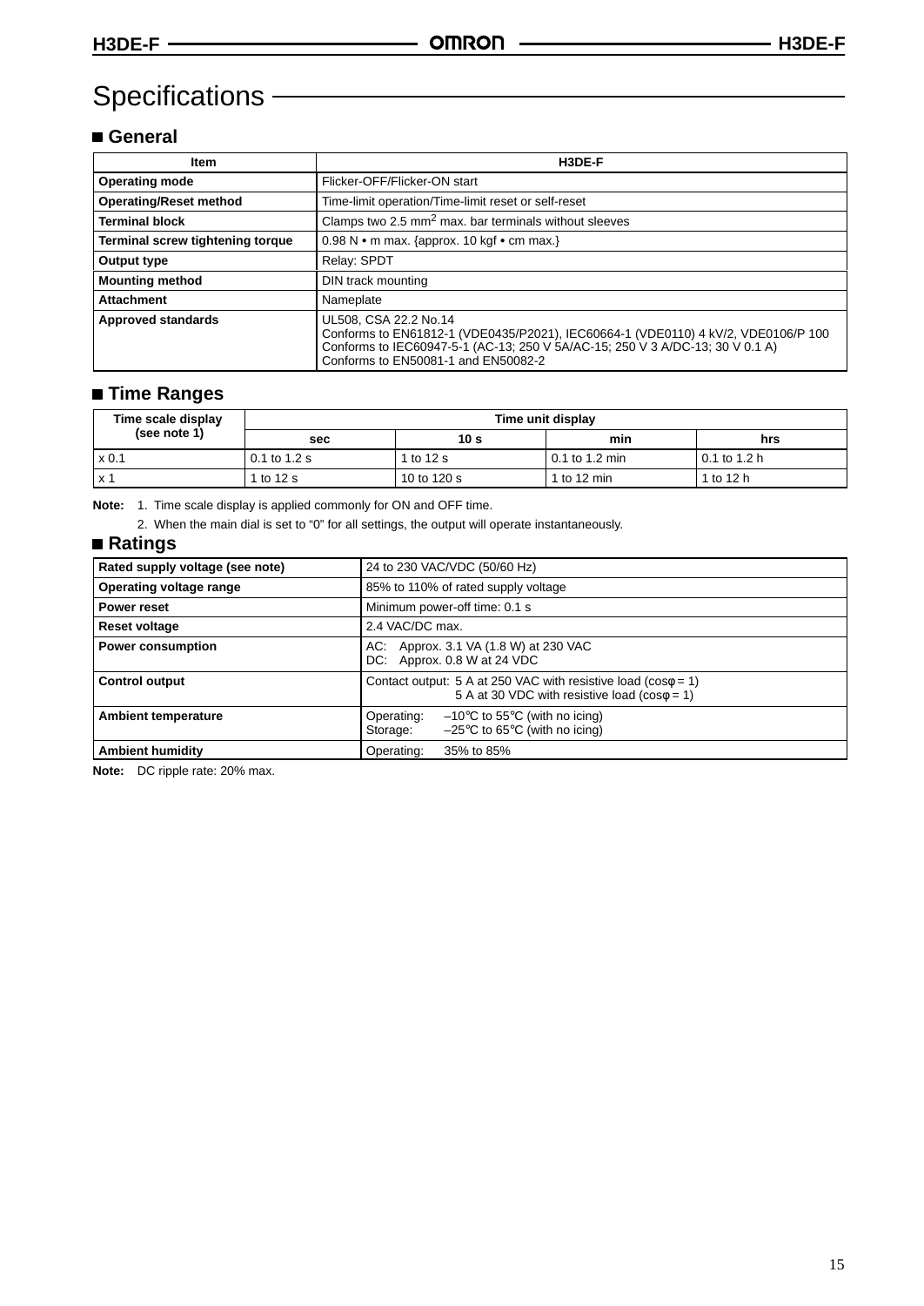# Specifications

## General

| Item | H3DE-F |
|---|---|
| **Operating mode** | Flicker-OFF/Flicker-ON start |
| **Operating/Reset method** | Time-limit operation/Time-limit reset or self-reset |
| **Terminal block** | Clamps two 2.5 $mm^2$ max. bar terminals without sleeves |
| **Terminal screw tightening torque** | 0.98 N • m max. {approx. 10 kgf • cm max.} |
| **Output type** | Relay: SPDT |
| **Mounting method** | DIN track mounting |
| **Attachment** | Nameplate |
| **Approved standards** | UL508, CSA 22.2 No.14<br>Conforms to EN61812-1 (VDE0435/P2021), IEC60664-1 (VDE0110) 4 kV/2, VDE0106/P 100<br>Conforms to IEC60947-5-1 (AC-13; 250 V 5A/AC-15; 250 V 3 A/DC-13; 30 V 0.1 A)<br>Conforms to EN50081-1 and EN50082-2 |

## Time Ranges

| Time scale display (see note 1) | Time unit display | | | |
|---|---|---|---|---|
| | sec | 10 s | min | hrs |
| x 0.1 | 0.1 to 1.2 s | 1 to 12 s | 0.1 to 1.2 min | 0.1 to 1.2 h |
| x 1 | 1 to 12 s | 10 to 120 s | 1 to 12 min | 1 to 12 h |

**Note:** 1. Time scale display is applied commonly for ON and OFF time.

2. When the main dial is set to "0" for all settings, the output will operate instantaneously.

## Ratings

| | |
|---|---|
| **Rated supply voltage (see note)** | 24 to 230 VAC/VDC (50/60 Hz) |
| **Operating voltage range** | 85% to 110% of rated supply voltage |
| **Power reset** | Minimum power-off time: 0.1 s |
| **Reset voltage** | 2.4 VAC/DC max. |
| **Power consumption** | AC: Approx. 3.1 VA (1.8 W) at 230 VAC<br>DC: Approx. 0.8 W at 24 VDC |
| **Control output** | Contact output: 5 A at 250 VAC with resistive load (cosφ = 1)<br>5 A at 30 VDC with resistive load (cosφ = 1) |
| **Ambient temperature** | Operating: –10°C to 55°C (with no icing)<br>Storage: –25°C to 65°C (with no icing) |
| **Ambient humidity** | Operating: 35% to 85% |

**Note:** DC ripple rate: 20% max.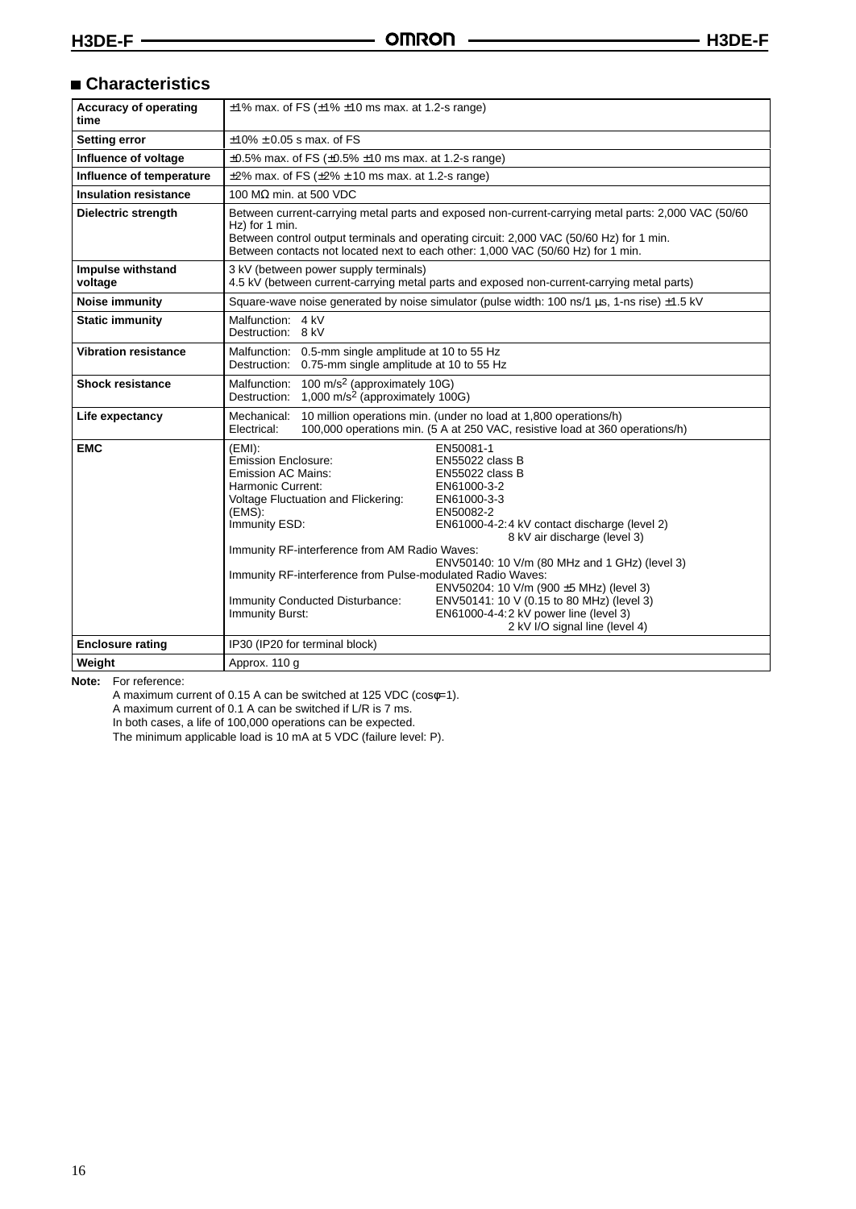## ■ Characteristics

| | |
|---|---|
| **Accuracy of operating time** | ±1% max. of FS (±1% ±10 ms max. at 1.2-s range) |
| **Setting error** | ±10% ± 0.05 s max. of FS |
| **Influence of voltage** | ±0.5% max. of FS (±0.5% ±10 ms max. at 1.2-s range) |
| **Influence of temperature** | ±2% max. of FS (±2% ± 10 ms max. at 1.2-s range) |
| **Insulation resistance** | 100 MΩ min. at 500 VDC |
| **Dielectric strength** | Between current-carrying metal parts and exposed non-current-carrying metal parts: 2,000 VAC (50/60 Hz) for 1 min.<br>Between control output terminals and operating circuit: 2,000 VAC (50/60 Hz) for 1 min.<br>Between contacts not located next to each other: 1,000 VAC (50/60 Hz) for 1 min. |
| **Impulse withstand voltage** | 3 kV (between power supply terminals)<br>4.5 kV (between current-carrying metal parts and exposed non-current-carrying metal parts) |
| **Noise immunity** | Square-wave noise generated by noise simulator (pulse width: 100 ns/1 μs, 1-ns rise) ±1.5 kV |
| **Static immunity** | Malfunction: 4 kV<br>Destruction: 8 kV |
| **Vibration resistance** | Malfunction: 0.5-mm single amplitude at 10 to 55 Hz<br>Destruction: 0.75-mm single amplitude at 10 to 55 Hz |
| **Shock resistance** | Malfunction: 100 $m/s^2$ (approximately 10G)<br>Destruction: 1,000 $m/s^2$ (approximately 100G) |
| **Life expectancy** | Mechanical: 10 million operations min. (under no load at 1,800 operations/h)<br>Electrical: 100,000 operations min. (5 A at 250 VAC, resistive load at 360 operations/h) |
| **EMC** | (EMI): EN50081-1<br>Emission Enclosure: EN55022 class B<br>Emission AC Mains: EN55022 class B<br>Harmonic Current: EN61000-3-2<br>Voltage Fluctuation and Flickering: EN61000-3-3<br>(EMS): EN50082-2<br>Immunity ESD: EN61000-4-2: 4 kV contact discharge (level 2)<br>8 kV air discharge (level 3)<br>Immunity RF-interference from AM Radio Waves:<br>ENV50140: 10 V/m (80 MHz and 1 GHz) (level 3)<br>Immunity RF-interference from Pulse-modulated Radio Waves:<br>ENV50204: 10 V/m (900 ±5 MHz) (level 3)<br>Immunity Conducted Disturbance: ENV50141: 10 V (0.15 to 80 MHz) (level 3)<br>Immunity Burst: EN61000-4-4: 2 kV power line (level 3)<br>2 kV I/O signal line (level 4) |
| **Enclosure rating** | IP30 (IP20 for terminal block) |
| **Weight** | Approx. 110 g |

**Note:** For reference:
A maximum current of 0.15 A can be switched at 125 VDC (cosφ=1).
A maximum current of 0.1 A can be switched if L/R is 7 ms.
In both cases, a life of 100,000 operations can be expected.
The minimum applicable load is 10 mA at 5 VDC (failure level: P).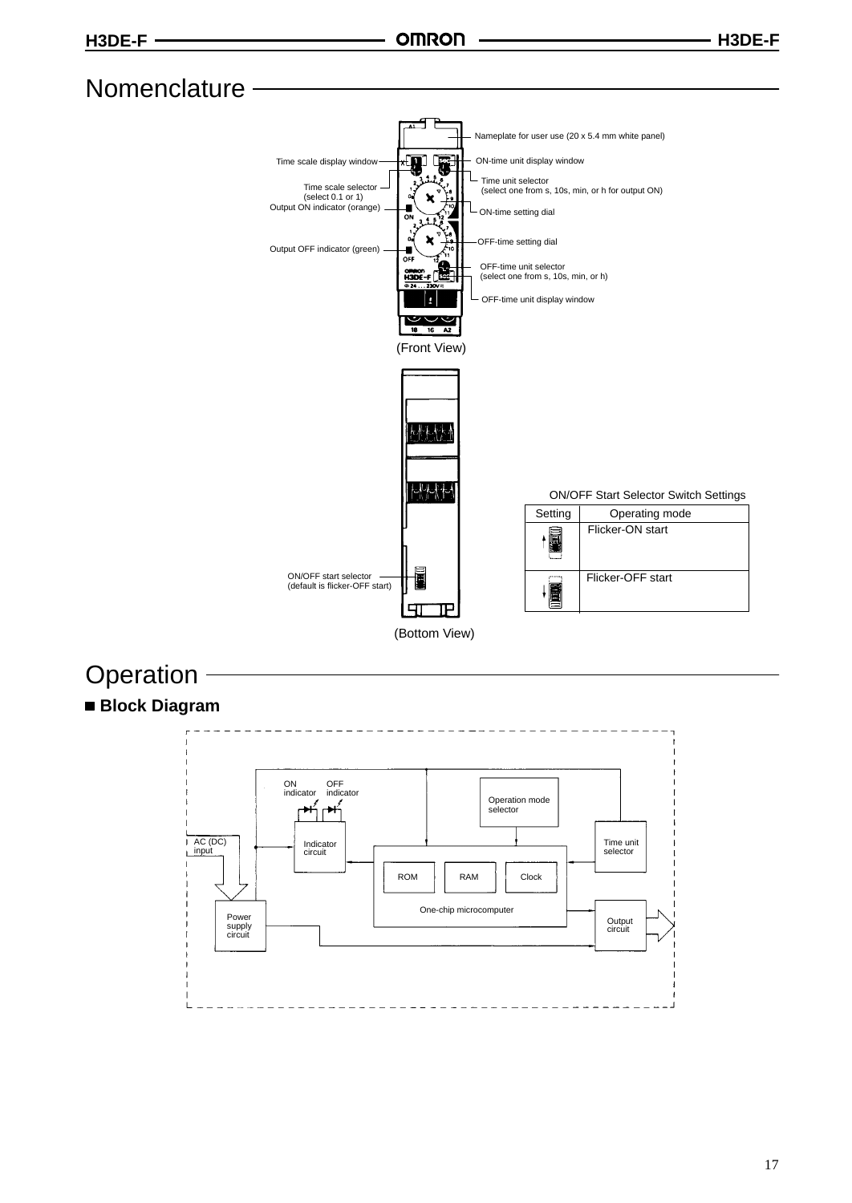# Nomenclature

- Nameplate for user use (20 x 5.4 mm white panel)
- Time scale display window
- ON-time unit display window
- Time scale selector (select 0.1 or 1)
- Time unit selector (select one from s, 10s, min, or h for output ON)
- Output ON indicator (orange)
- ON-time setting dial
- OFF-time setting dial
- Output OFF indicator (green)
- OFF-time unit selector (select one from s, 10s, min, or h)
- OFF-time unit display window

(Front View)

- ON/OFF start selector (default is flicker-OFF start)

(Bottom View)

ON/OFF Start Selector Switch Settings

| Setting | Operating mode |
|---|---|
| ↑ | Flicker-ON start |
| ↓ | Flicker-OFF start |

# Operation

## Block Diagram

- AC (DC) input
- Power supply circuit
- ON indicator
- OFF indicator
- Indicator circuit
- Operation mode selector
- Time unit selector
- ROM
- RAM
- Clock
- One-chip microcomputer
- Output circuit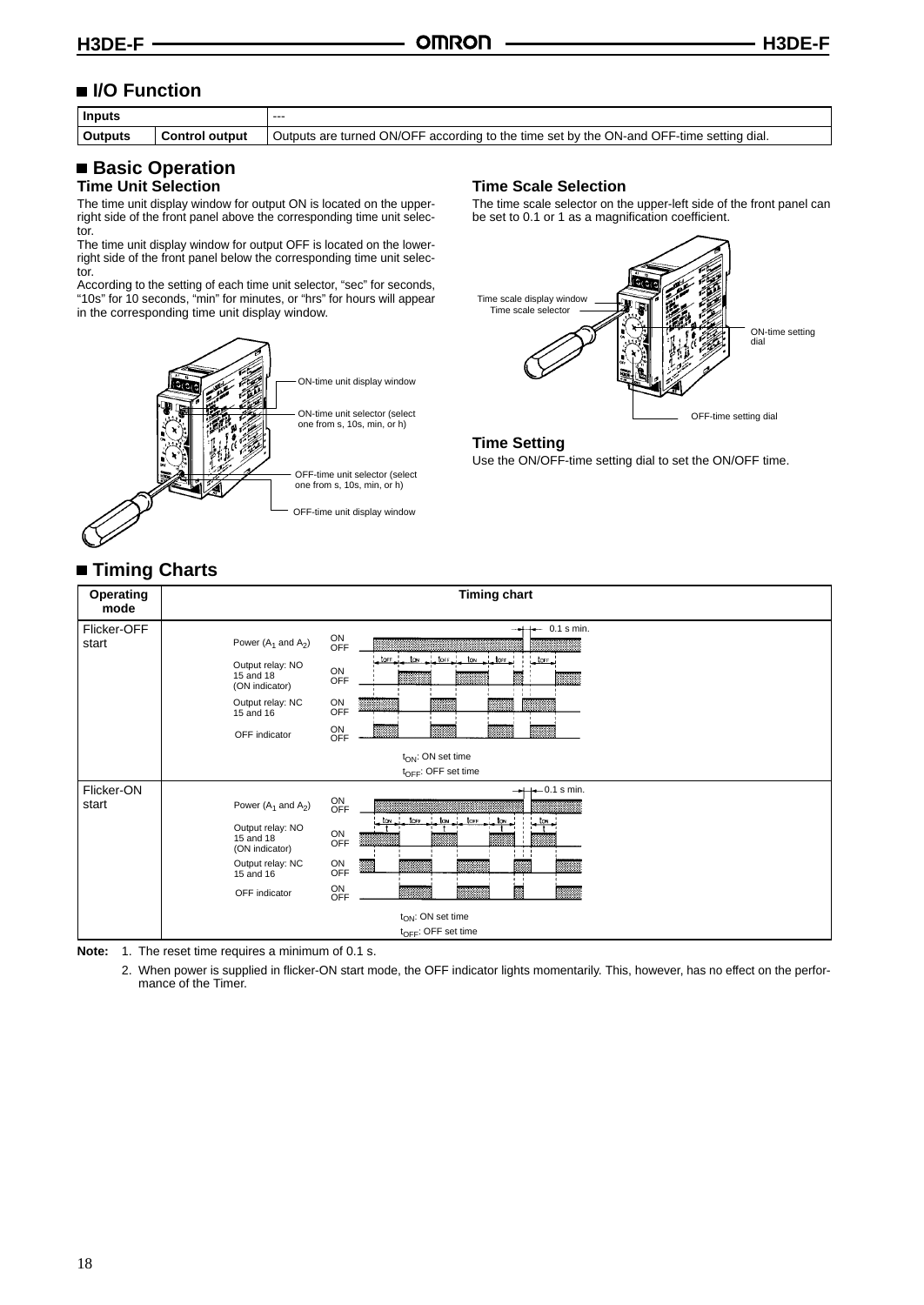## ■ I/O Function

| Inputs | | --- |
|---|---|---|
| Outputs | Control output | Outputs are turned ON/OFF according to the time set by the ON-and OFF-time setting dial. |

## ■ Basic Operation

### Time Unit Selection

The time unit display window for output ON is located on the upper-right side of the front panel above the corresponding time unit selector.

The time unit display window for output OFF is located on the lower-right side of the front panel below the corresponding time unit selector.

According to the setting of each time unit selector, "sec" for seconds, "10s" for 10 seconds, "min" for minutes, or "hrs" for hours will appear in the corresponding time unit display window.

ON-time unit display window

ON-time unit selector (select one from s, 10s, min, or h)

OFF-time unit selector (select one from s, 10s, min, or h)

OFF-time unit display window

### Time Scale Selection

The time scale selector on the upper-left side of the front panel can be set to 0.1 or 1 as a magnification coefficient.

Time scale display window

Time scale selector

ON-time setting dial

OFF-time setting dial

### Time Setting

Use the ON/OFF-time setting dial to set the ON/OFF time.

## ■ Timing Charts

| Operating mode | Timing chart |
|---|---|
| Flicker-OFF start | Power ($A_1$ and $A_2$); Output relay: NO 15 and 18 (ON indicator); Output relay: NC 15 and 16; OFF indicator; 0.1 s min.; $t_{ON}$: ON set time; $t_{OFF}$: OFF set time |
| Flicker-ON start | Power ($A_1$ and $A_2$); Output relay: NO 15 and 18 (ON indicator); Output relay: NC 15 and 16; OFF indicator; 0.1 s min.; $t_{ON}$: ON set time; $t_{OFF}$: OFF set time |

**Note:** 1. The reset time requires a minimum of 0.1 s.

2. When power is supplied in flicker-ON start mode, the OFF indicator lights momentarily. This, however, has no effect on the performance of the Timer.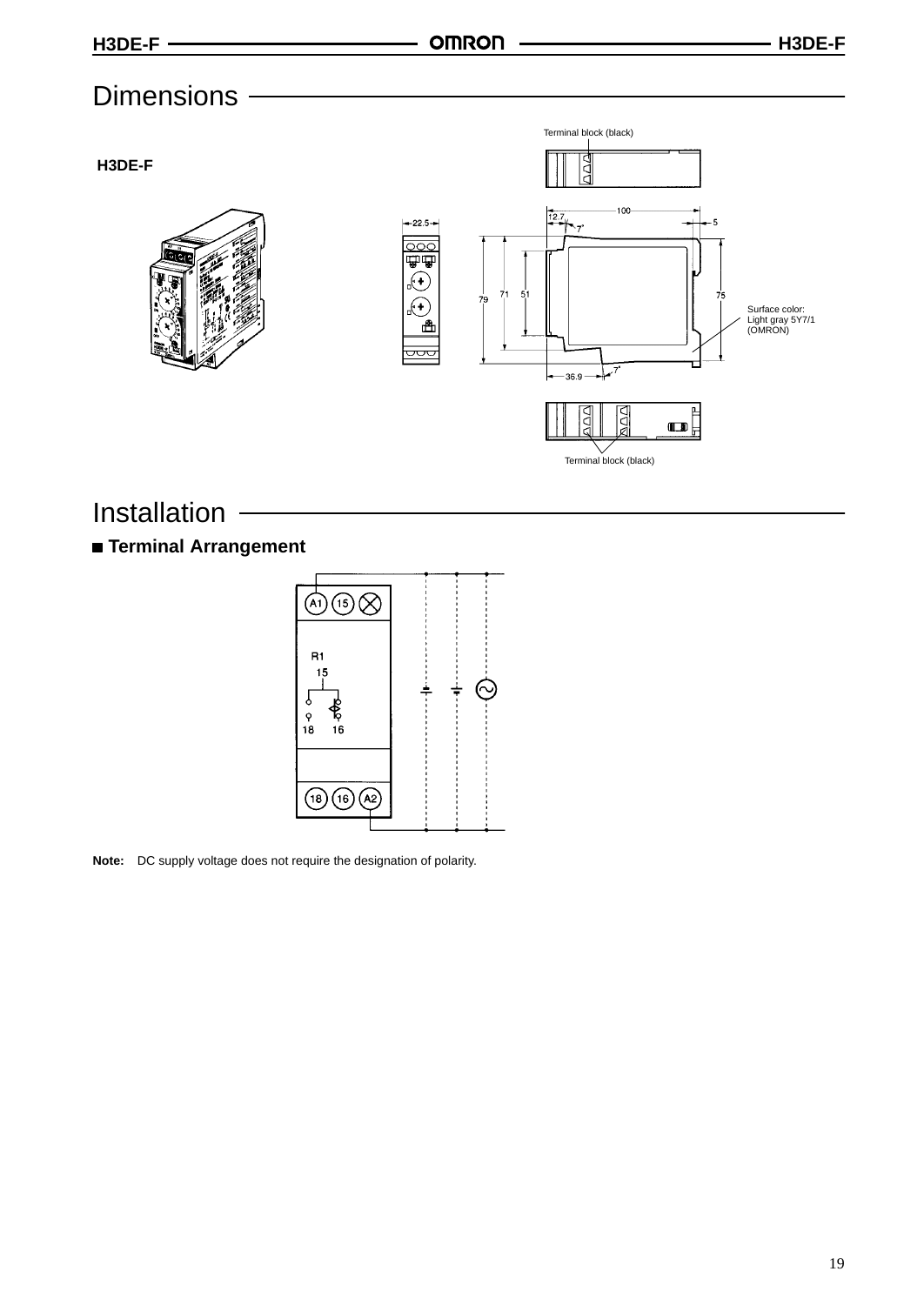# Dimensions

## H3DE-F

Terminal block (black)

100

12.7

7°

5

22.5

79

71

51

75

Surface color: Light gray 5Y7/1 (OMRON)

36.9

7°

Terminal block (black)

# Installation

## Terminal Arrangement

A1 15

R1
15

18 16

18 16 A2

**Note:** DC supply voltage does not require the designation of polarity.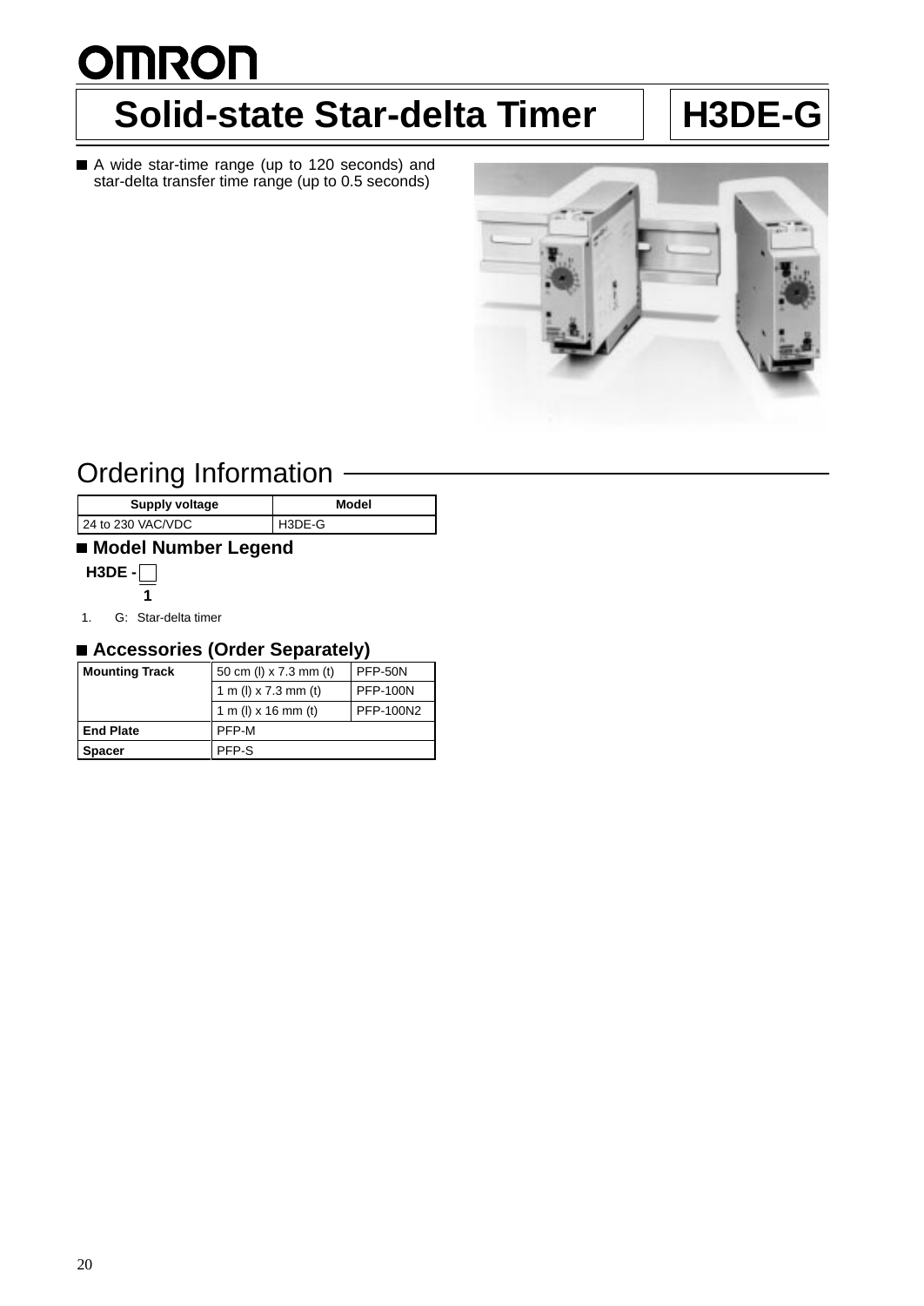# Solid-state Star-delta Timer

# H3DE-G

- A wide star-time range (up to 120 seconds) and star-delta transfer time range (up to 0.5 seconds)

## Ordering Information

| Supply voltage | Model |
|---|---|
| 24 to 230 VAC/VDC | H3DE-G |

### Model Number Legend

H3DE - ☐

1

1. G: Star-delta timer

### Accessories (Order Separately)

| Mounting Track | 50 cm (l) x 7.3 mm (t) | PFP-50N |
|---|---|---|
| | 1 m (l) x 7.3 mm (t) | PFP-100N |
| | 1 m (l) x 16 mm (t) | PFP-100N2 |
| End Plate | PFP-M | |
| Spacer | PFP-S | |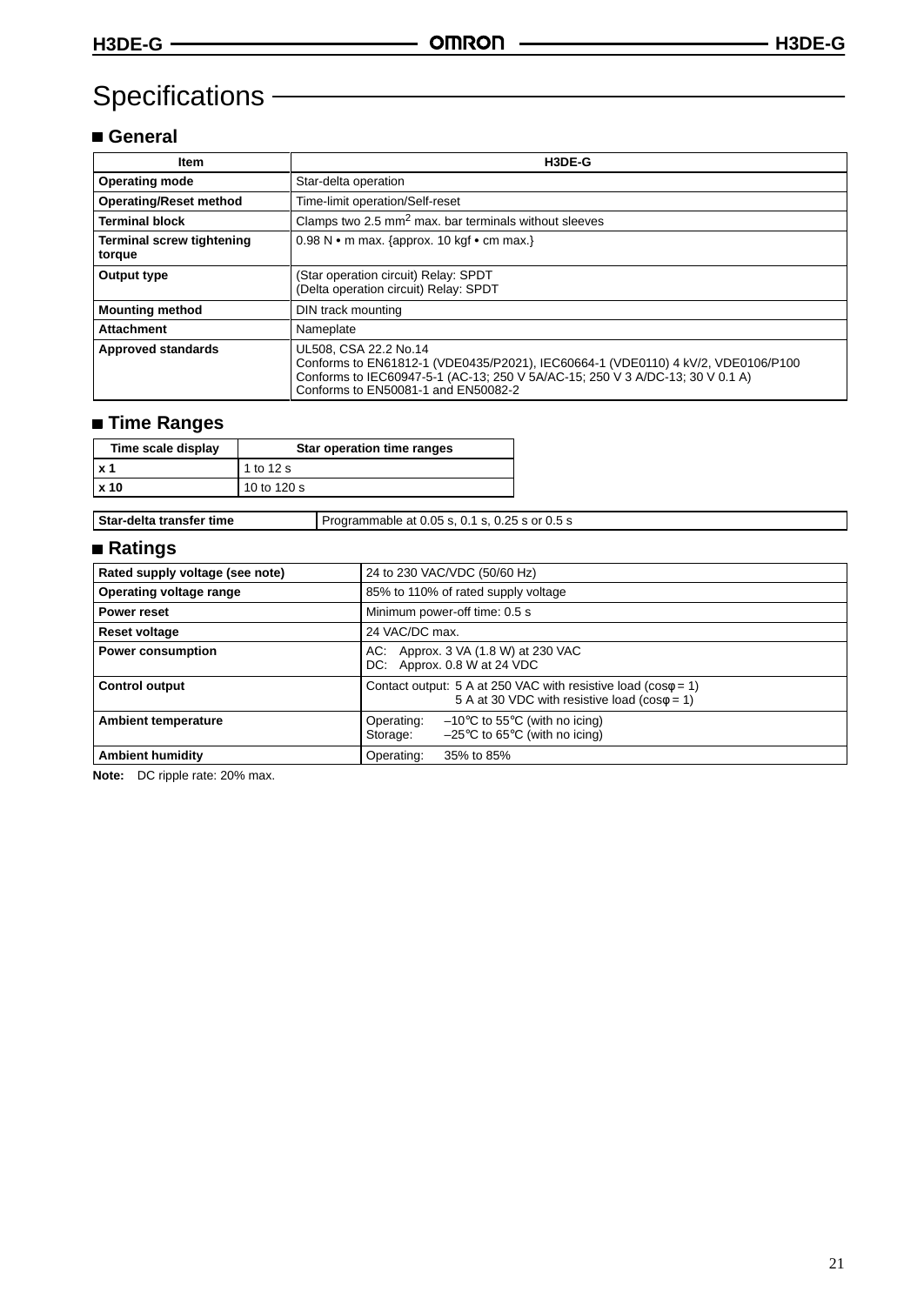# Specifications

## General

| Item | H3DE-G |
|---|---|
| **Operating mode** | Star-delta operation |
| **Operating/Reset method** | Time-limit operation/Self-reset |
| **Terminal block** | Clamps two 2.5 $mm^2$ max. bar terminals without sleeves |
| **Terminal screw tightening torque** | 0.98 N • m max. {approx. 10 kgf • cm max.} |
| **Output type** | (Star operation circuit) Relay: SPDT<br>(Delta operation circuit) Relay: SPDT |
| **Mounting method** | DIN track mounting |
| **Attachment** | Nameplate |
| **Approved standards** | UL508, CSA 22.2 No.14<br>Conforms to EN61812-1 (VDE0435/P2021), IEC60664-1 (VDE0110) 4 kV/2, VDE0106/P100<br>Conforms to IEC60947-5-1 (AC-13; 250 V 5A/AC-15; 250 V 3 A/DC-13; 30 V 0.1 A)<br>Conforms to EN50081-1 and EN50082-2 |

## Time Ranges

| Time scale display | Star operation time ranges |
|---|---|
| **x 1** | 1 to 12 s |
| **x 10** | 10 to 120 s |

| Star-delta transfer time | Programmable at 0.05 s, 0.1 s, 0.25 s or 0.5 s |
|---|---|

## Ratings

| Rated supply voltage (see note) | 24 to 230 VAC/VDC (50/60 Hz) |
|---|---|
| **Operating voltage range** | 85% to 110% of rated supply voltage |
| **Power reset** | Minimum power-off time: 0.5 s |
| **Reset voltage** | 24 VAC/DC max. |
| **Power consumption** | AC: Approx. 3 VA (1.8 W) at 230 VAC<br>DC: Approx. 0.8 W at 24 VDC |
| **Control output** | Contact output: 5 A at 250 VAC with resistive load (cosφ = 1)<br>5 A at 30 VDC with resistive load (cosφ = 1) |
| **Ambient temperature** | Operating: –10°C to 55°C (with no icing)<br>Storage: –25°C to 65°C (with no icing) |
| **Ambient humidity** | Operating: 35% to 85% |

**Note:** DC ripple rate: 20% max.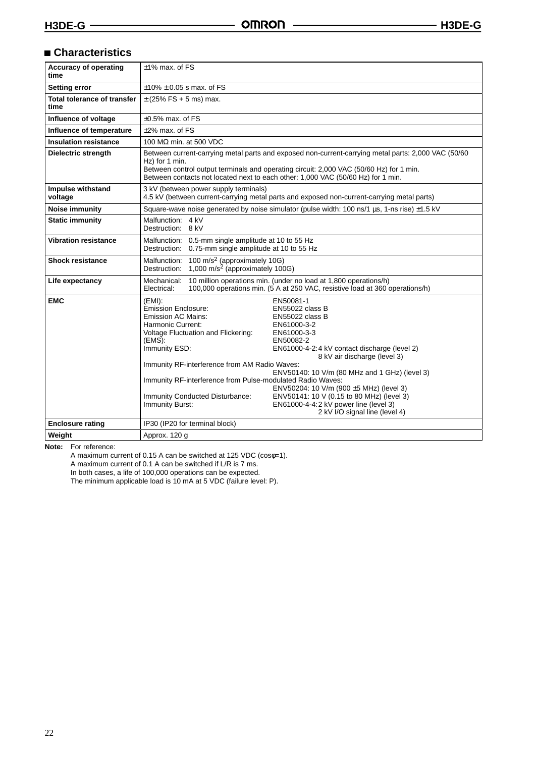## Characteristics

| | |
|---|---|
| **Accuracy of operating time** | ±1% max. of FS |
| **Setting error** | ±10% ± 0.05 s max. of FS |
| **Total tolerance of transfer time** | ± (25% FS + 5 ms) max. |
| **Influence of voltage** | ±0.5% max. of FS |
| **Influence of temperature** | ±2% max. of FS |
| **Insulation resistance** | 100 MΩ min. at 500 VDC |
| **Dielectric strength** | Between current-carrying metal parts and exposed non-current-carrying metal parts: 2,000 VAC (50/60 Hz) for 1 min.<br>Between control output terminals and operating circuit: 2,000 VAC (50/60 Hz) for 1 min.<br>Between contacts not located next to each other: 1,000 VAC (50/60 Hz) for 1 min. |
| **Impulse withstand voltage** | 3 kV (between power supply terminals)<br>4.5 kV (between current-carrying metal parts and exposed non-current-carrying metal parts) |
| **Noise immunity** | Square-wave noise generated by noise simulator (pulse width: 100 ns/1 μs, 1-ns rise) ±1.5 kV |
| **Static immunity** | Malfunction: 4 kV<br>Destruction: 8 kV |
| **Vibration resistance** | Malfunction: 0.5-mm single amplitude at 10 to 55 Hz<br>Destruction: 0.75-mm single amplitude at 10 to 55 Hz |
| **Shock resistance** | Malfunction: 100 $m/s^2$ (approximately 10G)<br>Destruction: 1,000 $m/s^2$ (approximately 100G) |
| **Life expectancy** | Mechanical: 10 million operations min. (under no load at 1,800 operations/h)<br>Electrical: 100,000 operations min. (5 A at 250 VAC, resistive load at 360 operations/h) |
| **EMC** | (EMI): EN50081-1<br>Emission Enclosure: EN55022 class B<br>Emission AC Mains: EN55022 class B<br>Harmonic Current: EN61000-3-2<br>Voltage Fluctuation and Flickering: EN61000-3-3<br>(EMS): EN50082-2<br>Immunity ESD: EN61000-4-2: 4 kV contact discharge (level 2)<br>8 kV air discharge (level 3)<br>Immunity RF-interference from AM Radio Waves:<br>ENV50140: 10 V/m (80 MHz and 1 GHz) (level 3)<br>Immunity RF-interference from Pulse-modulated Radio Waves:<br>ENV50204: 10 V/m (900 ±5 MHz) (level 3)<br>Immunity Conducted Disturbance: ENV50141: 10 V (0.15 to 80 MHz) (level 3)<br>Immunity Burst: EN61000-4-4: 2 kV power line (level 3)<br>2 kV I/O signal line (level 4) |
| **Enclosure rating** | IP30 (IP20 for terminal block) |
| **Weight** | Approx. 120 g |

**Note:** For reference:
A maximum current of 0.15 A can be switched at 125 VDC (cosφ=1).
A maximum current of 0.1 A can be switched if L/R is 7 ms.
In both cases, a life of 100,000 operations can be expected.
The minimum applicable load is 10 mA at 5 VDC (failure level: P).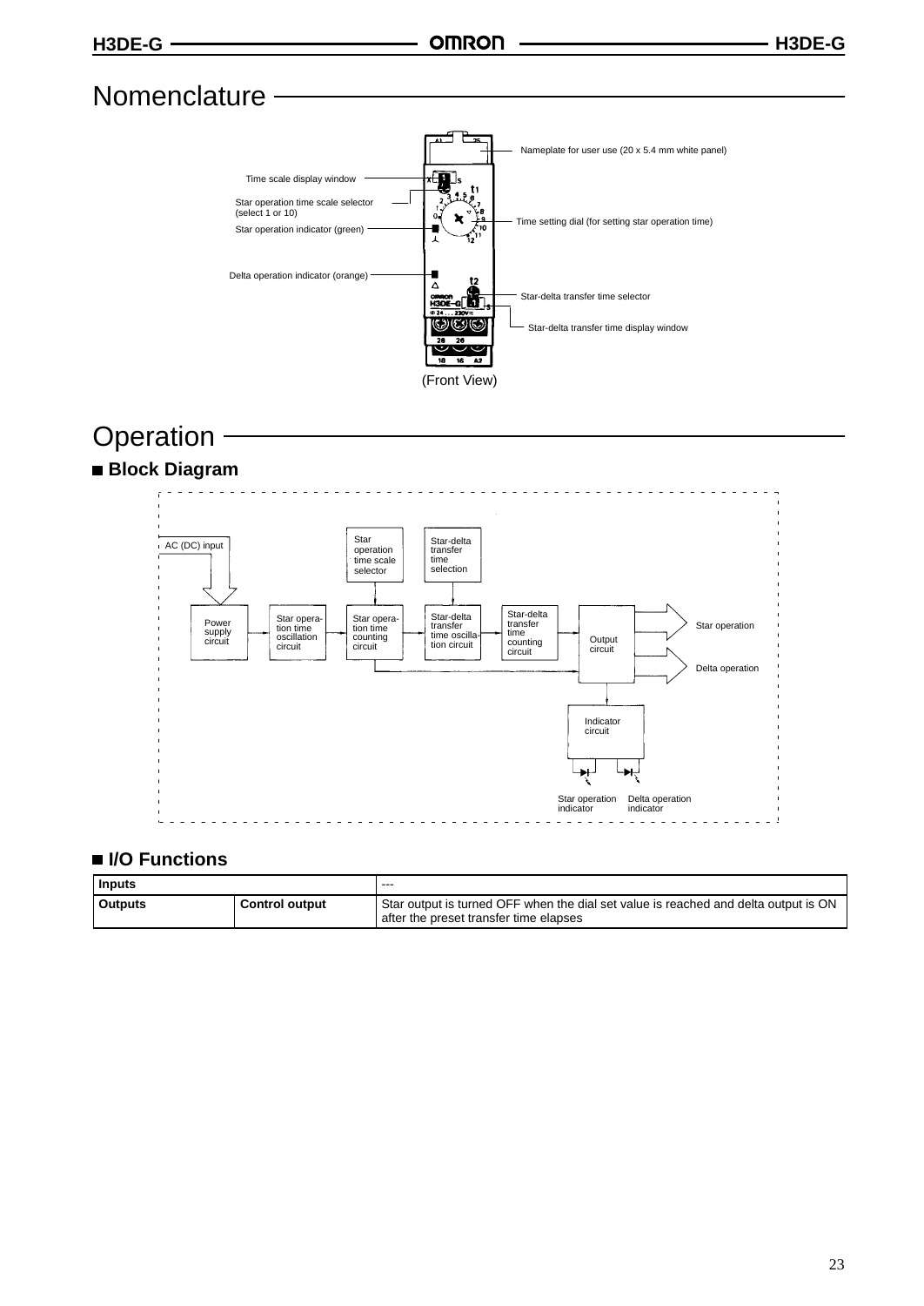# Nomenclature

Nameplate for user use (20 x 5.4 mm white panel)

Time scale display window

Star operation time scale selector (select 1 or 10)

Star operation indicator (green)

Time setting dial (for setting star operation time)

Delta operation indicator (orange)

Star-delta transfer time selector

Star-delta transfer time display window

(Front View)

# Operation

## Block Diagram

AC (DC) input

Power supply circuit

Star operation time oscillation circuit

Star operation time scale selector

Star operation time counting circuit

Star-delta transfer time selection

Star-delta transfer time oscillation circuit

Star-delta transfer time counting circuit

Output circuit

Star operation

Delta operation

Indicator circuit

Star operation indicator

Delta operation indicator

## I/O Functions

| Inputs | | --- |
|---|---|---|
| Outputs | Control output | Star output is turned OFF when the dial set value is reached and delta output is ON after the preset transfer time elapses |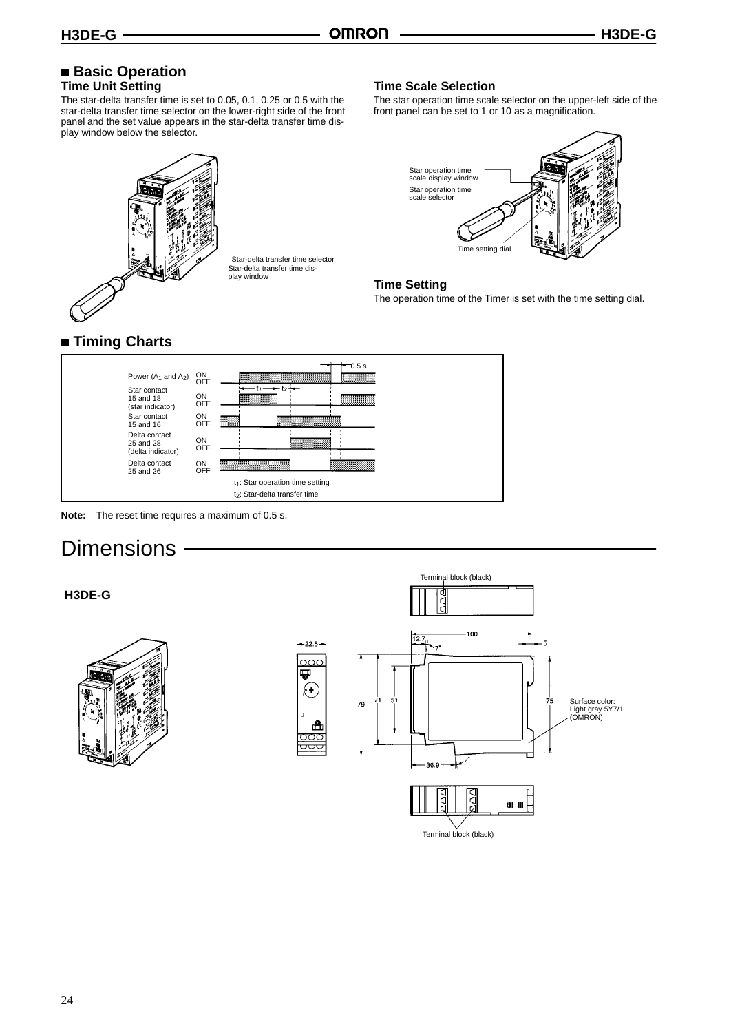## Basic Operation

### Time Unit Setting

The star-delta transfer time is set to 0.05, 0.1, 0.25 or 0.5 with the star-delta transfer time selector on the lower-right side of the front panel and the set value appears in the star-delta transfer time display window below the selector.

Star-delta transfer time selector
Star-delta transfer time display window

### Time Scale Selection

The star operation time scale selector on the upper-left side of the front panel can be set to 1 or 10 as a magnification.

Star operation time scale display window
Star operation time scale selector
Time setting dial

### Time Setting

The operation time of the Timer is set with the time setting dial.

## Timing Charts

Power ($A_1$ and $A_2$) ON/OFF
Star contact 15 and 18 (star indicator) ON/OFF
Star contact 15 and 16 ON/OFF
Delta contact 25 and 28 (delta indicator) ON/OFF
Delta contact 25 and 26 ON/OFF

0.5 s

$t_1$: Star operation time setting

$t_2$: Star-delta transfer time

**Note:** The reset time requires a maximum of 0.5 s.

# Dimensions

**H3DE-G**

Terminal block (black)

22.5, 100, 12.7, 7°, 5, 79, 71, 51, 75, 36.9, 7°

Surface color: Light gray 5Y7/1 (OMRON)

Terminal block (black)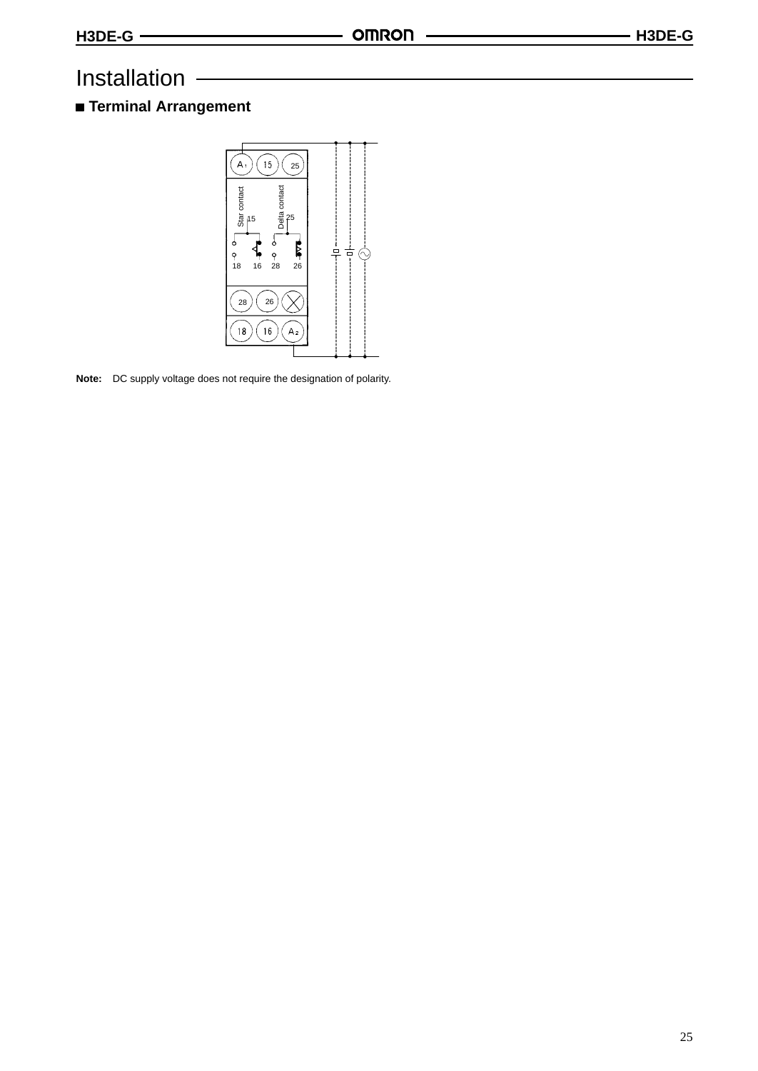# Installation

## Terminal Arrangement

**Note:** DC supply voltage does not require the designation of polarity.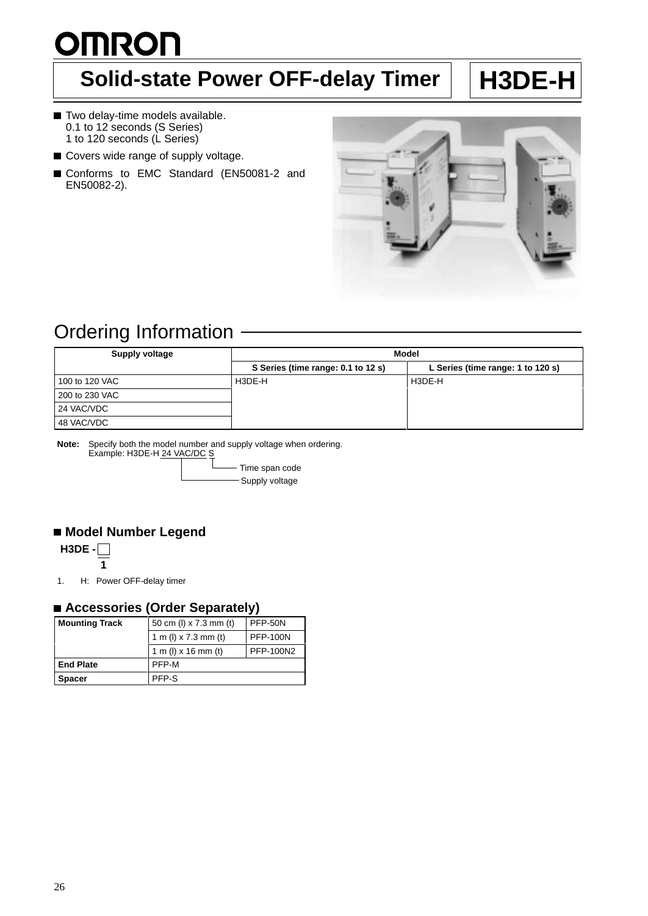# OMRON

## Solid-state Power OFF-delay Timer — H3DE-H

- Two delay-time models available.
  0.1 to 12 seconds (S Series)
  1 to 120 seconds (L Series)
- Covers wide range of supply voltage.
- Conforms to EMC Standard (EN50081-2 and EN50082-2).

## Ordering Information

| Supply voltage | Model | |
|---|---|---|
| | S Series (time range: 0.1 to 12 s) | L Series (time range: 1 to 120 s) |
| 100 to 120 VAC | H3DE-H | H3DE-H |
| 200 to 230 VAC | | |
| 24 VAC/VDC | | |
| 48 VAC/VDC | | |

**Note:** Specify both the model number and supply voltage when ordering.
Example: H3DE-H 24 VAC/DC S
- S: Time span code
- 24 VAC/DC: Supply voltage

### Model Number Legend

H3DE - □
1

1. H: Power OFF-delay timer

### Accessories (Order Separately)

| Mounting Track | 50 cm (l) x 7.3 mm (t) | PFP-50N |
|---|---|---|
| | 1 m (l) x 7.3 mm (t) | PFP-100N |
| | 1 m (l) x 16 mm (t) | PFP-100N2 |
| **End Plate** | PFP-M | |
| **Spacer** | PFP-S | |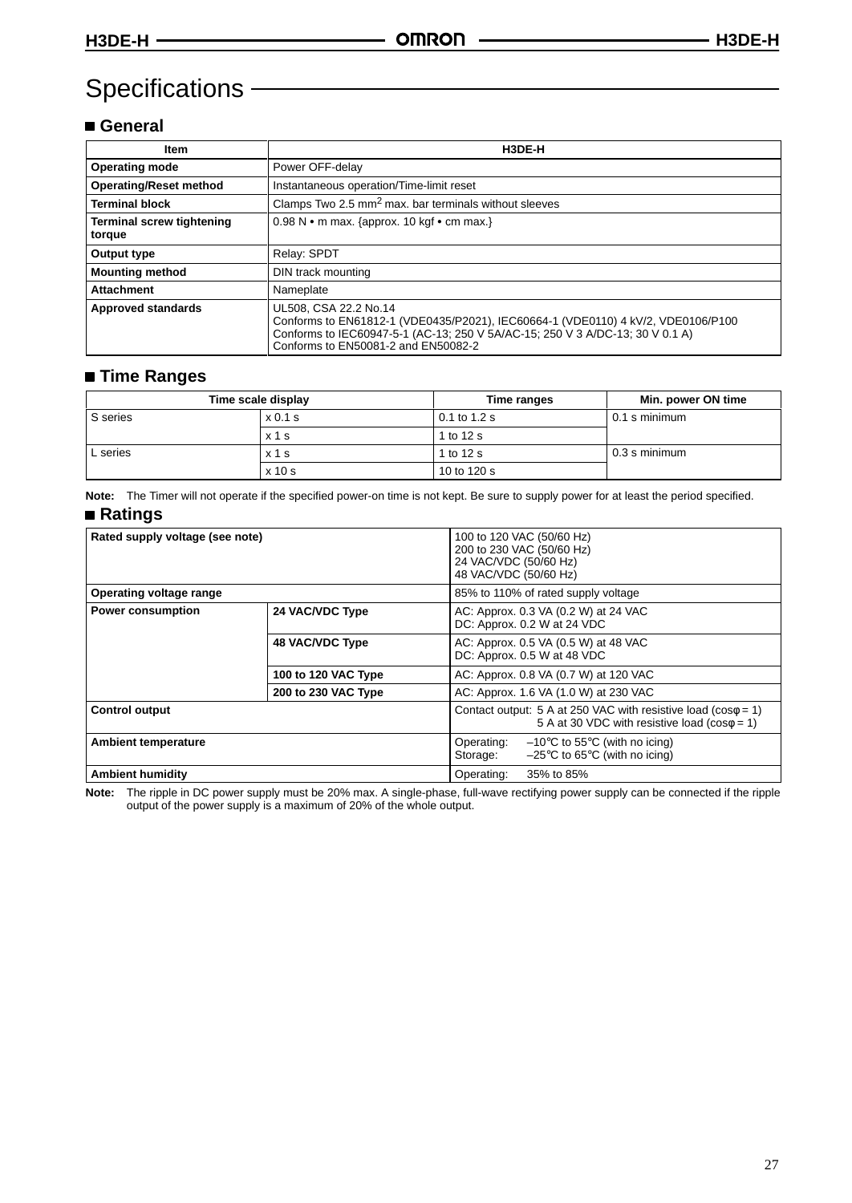# Specifications

## ■ General

| Item | H3DE-H |
|---|---|
| **Operating mode** | Power OFF-delay |
| **Operating/Reset method** | Instantaneous operation/Time-limit reset |
| **Terminal block** | Clamps Two 2.5 $mm^2$ max. bar terminals without sleeves |
| **Terminal screw tightening torque** | 0.98 N • m max. {approx. 10 kgf • cm max.} |
| **Output type** | Relay: SPDT |
| **Mounting method** | DIN track mounting |
| **Attachment** | Nameplate |
| **Approved standards** | UL508, CSA 22.2 No.14<br>Conforms to EN61812-1 (VDE0435/P2021), IEC60664-1 (VDE0110) 4 kV/2, VDE0106/P100<br>Conforms to IEC60947-5-1 (AC-13; 250 V 5A/AC-15; 250 V 3 A/DC-13; 30 V 0.1 A)<br>Conforms to EN50081-2 and EN50082-2 |

## ■ Time Ranges

| Time scale display | | Time ranges | Min. power ON time |
|---|---|---|---|
| S series | x 0.1 s | 0.1 to 1.2 s | 0.1 s minimum |
| | x 1 s | 1 to 12 s | |
| L series | x 1 s | 1 to 12 s | 0.3 s minimum |
| | x 10 s | 10 to 120 s | |

**Note:** The Timer will not operate if the specified power-on time is not kept. Be sure to supply power for at least the period specified.

## ■ Ratings

| Item | | Rating |
|---|---|---|
| **Rated supply voltage (see note)** | | 100 to 120 VAC (50/60 Hz)<br>200 to 230 VAC (50/60 Hz)<br>24 VAC/VDC (50/60 Hz)<br>48 VAC/VDC (50/60 Hz) |
| **Operating voltage range** | | 85% to 110% of rated supply voltage |
| **Power consumption** | **24 VAC/VDC Type** | AC: Approx. 0.3 VA (0.2 W) at 24 VAC<br>DC: Approx. 0.2 W at 24 VDC |
| | **48 VAC/VDC Type** | AC: Approx. 0.5 VA (0.5 W) at 48 VAC<br>DC: Approx. 0.5 W at 48 VDC |
| | **100 to 120 VAC Type** | AC: Approx. 0.8 VA (0.7 W) at 120 VAC |
| | **200 to 230 VAC Type** | AC: Approx. 1.6 VA (1.0 W) at 230 VAC |
| **Control output** | | Contact output: 5 A at 250 VAC with resistive load ($\cos\phi = 1$)<br>5 A at 30 VDC with resistive load ($\cos\phi = 1$) |
| **Ambient temperature** | | Operating: –10°C to 55°C (with no icing)<br>Storage: –25°C to 65°C (with no icing) |
| **Ambient humidity** | | Operating: 35% to 85% |

**Note:** The ripple in DC power supply must be 20% max. A single-phase, full-wave rectifying power supply can be connected if the ripple output of the power supply is a maximum of 20% of the whole output.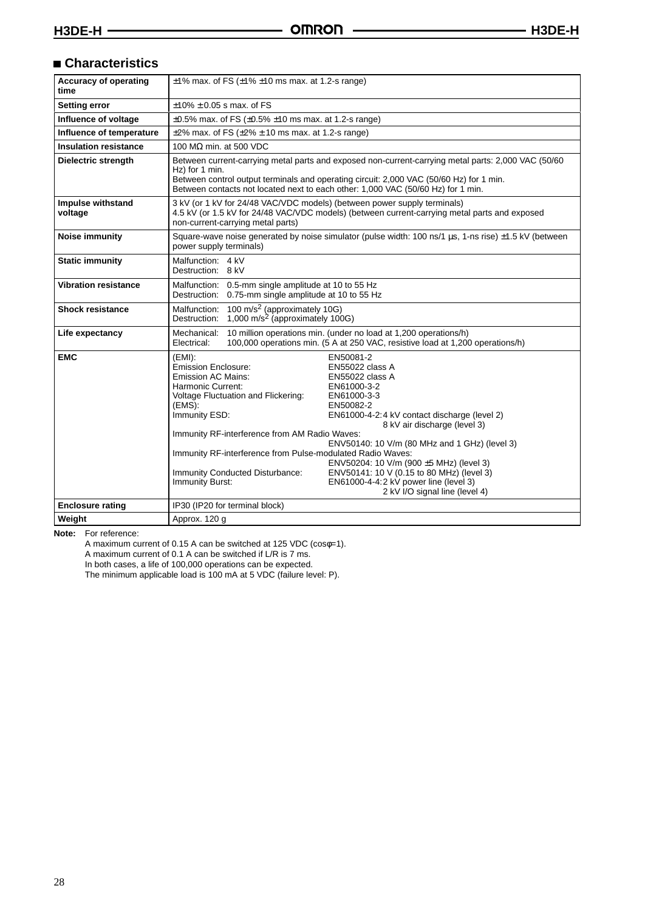## ■ Characteristics

| | |
|---|---|
| **Accuracy of operating time** | ±1% max. of FS (±1% ±10 ms max. at 1.2-s range) |
| **Setting error** | ±10% ± 0.05 s max. of FS |
| **Influence of voltage** | ±0.5% max. of FS (±0.5% ±10 ms max. at 1.2-s range) |
| **Influence of temperature** | ±2% max. of FS (±2% ± 10 ms max. at 1.2-s range) |
| **Insulation resistance** | 100 MΩ min. at 500 VDC |
| **Dielectric strength** | Between current-carrying metal parts and exposed non-current-carrying metal parts: 2,000 VAC (50/60 Hz) for 1 min.<br>Between control output terminals and operating circuit: 2,000 VAC (50/60 Hz) for 1 min.<br>Between contacts not located next to each other: 1,000 VAC (50/60 Hz) for 1 min. |
| **Impulse withstand voltage** | 3 kV (or 1 kV for 24/48 VAC/VDC models) (between power supply terminals)<br>4.5 kV (or 1.5 kV for 24/48 VAC/VDC models) (between current-carrying metal parts and exposed non-current-carrying metal parts) |
| **Noise immunity** | Square-wave noise generated by noise simulator (pulse width: 100 ns/1 µs, 1-ns rise) ±1.5 kV (between power supply terminals) |
| **Static immunity** | Malfunction: 4 kV<br>Destruction: 8 kV |
| **Vibration resistance** | Malfunction: 0.5-mm single amplitude at 10 to 55 Hz<br>Destruction: 0.75-mm single amplitude at 10 to 55 Hz |
| **Shock resistance** | Malfunction: 100 $m/s^2$ (approximately 10G)<br>Destruction: 1,000 $m/s^2$ (approximately 100G) |
| **Life expectancy** | Mechanical: 10 million operations min. (under no load at 1,200 operations/h)<br>Electrical: 100,000 operations min. (5 A at 250 VAC, resistive load at 1,200 operations/h) |
| **EMC** | (EMI): EN50081-2<br>Emission Enclosure: EN55022 class A<br>Emission AC Mains: EN55022 class A<br>Harmonic Current: EN61000-3-2<br>Voltage Fluctuation and Flickering: EN61000-3-3<br>(EMS): EN50082-2<br>Immunity ESD: EN61000-4-2: 4 kV contact discharge (level 2), 8 kV air discharge (level 3)<br>Immunity RF-interference from AM Radio Waves: ENV50140: 10 V/m (80 MHz and 1 GHz) (level 3)<br>Immunity RF-interference from Pulse-modulated Radio Waves: ENV50204: 10 V/m (900 ±5 MHz) (level 3)<br>Immunity Conducted Disturbance: ENV50141: 10 V (0.15 to 80 MHz) (level 3)<br>Immunity Burst: EN61000-4-4: 2 kV power line (level 3), 2 kV I/O signal line (level 4) |
| **Enclosure rating** | IP30 (IP20 for terminal block) |
| **Weight** | Approx. 120 g |

**Note:** For reference:
A maximum current of 0.15 A can be switched at 125 VDC (cosφ=1).
A maximum current of 0.1 A can be switched if L/R is 7 ms.
In both cases, a life of 100,000 operations can be expected.
The minimum applicable load is 100 mA at 5 VDC (failure level: P).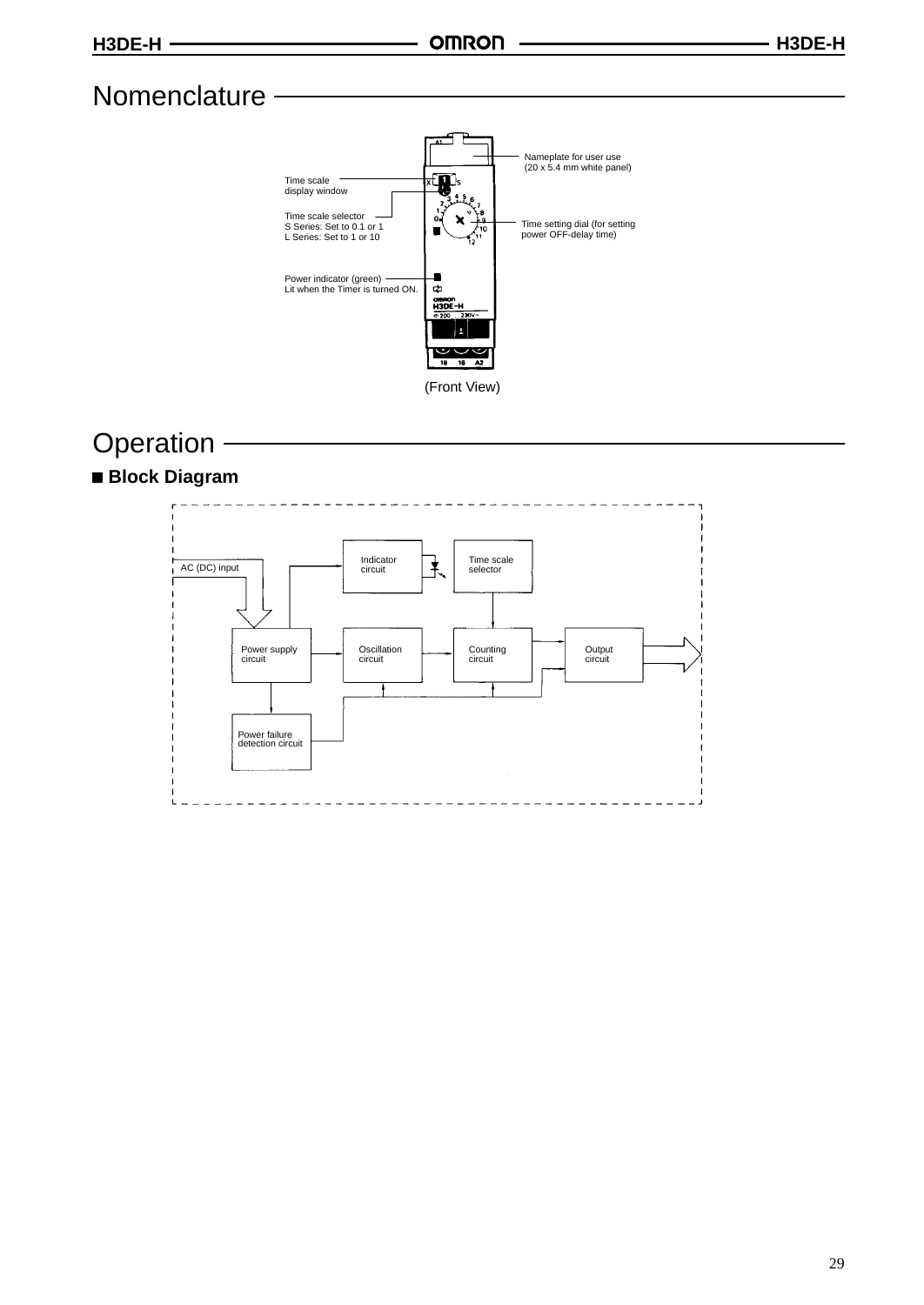# Nomenclature

Nameplate for user use (20 x 5.4 mm white panel)

Time scale display window

Time scale selector
S Series: Set to 0.1 or 1
L Series: Set to 1 or 10

Time setting dial (for setting power OFF-delay time)

Power indicator (green)
Lit when the Timer is turned ON.

(Front View)

# Operation

## Block Diagram

AC (DC) input

Indicator circuit

Time scale selector

Power supply circuit

Oscillation circuit

Counting circuit

Output circuit

Power failure detection circuit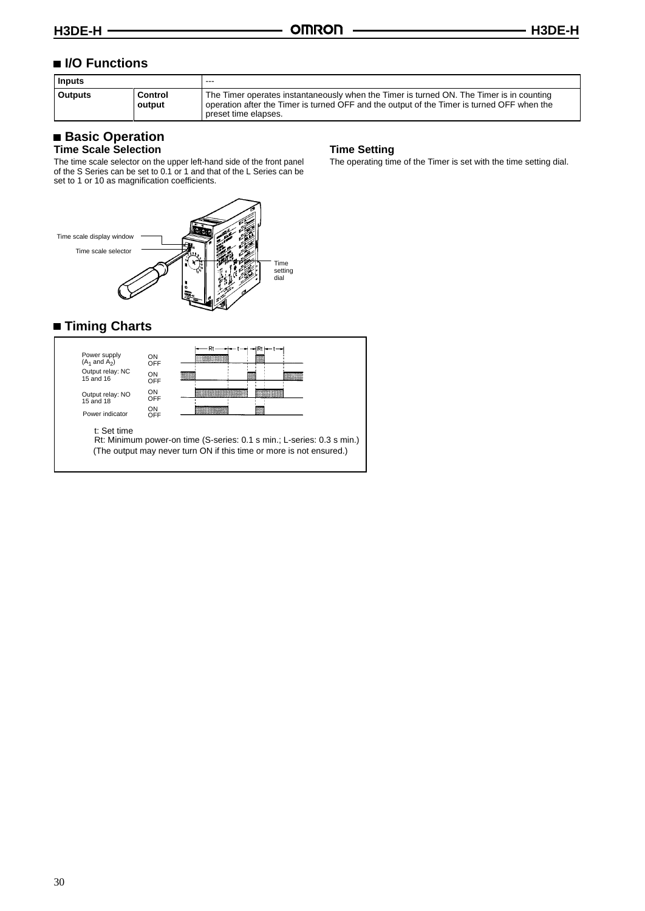## I/O Functions

| Inputs | | --- |
|---|---|---|
| Outputs | Control output | The Timer operates instantaneously when the Timer is turned ON. The Timer is in counting operation after the Timer is turned OFF and the output of the Timer is turned OFF when the preset time elapses. |

## Basic Operation

### Time Scale Selection

The time scale selector on the upper left-hand side of the front panel of the S Series can be set to 0.1 or 1 and that of the L Series can be set to 1 or 10 as magnification coefficients.

Time scale display window
Time scale selector
Time setting dial

### Time Setting

The operating time of the Timer is set with the time setting dial.

## Timing Charts

Power supply ($A_1$ and $A_2$) ON/OFF
Output relay: NC 15 and 16 ON/OFF
Output relay: NO 15 and 18 ON/OFF
Power indicator ON/OFF

t: Set time
Rt: Minimum power-on time (S-series: 0.1 s min.; L-series: 0.3 s min.)
(The output may never turn ON if this time or more is not ensured.)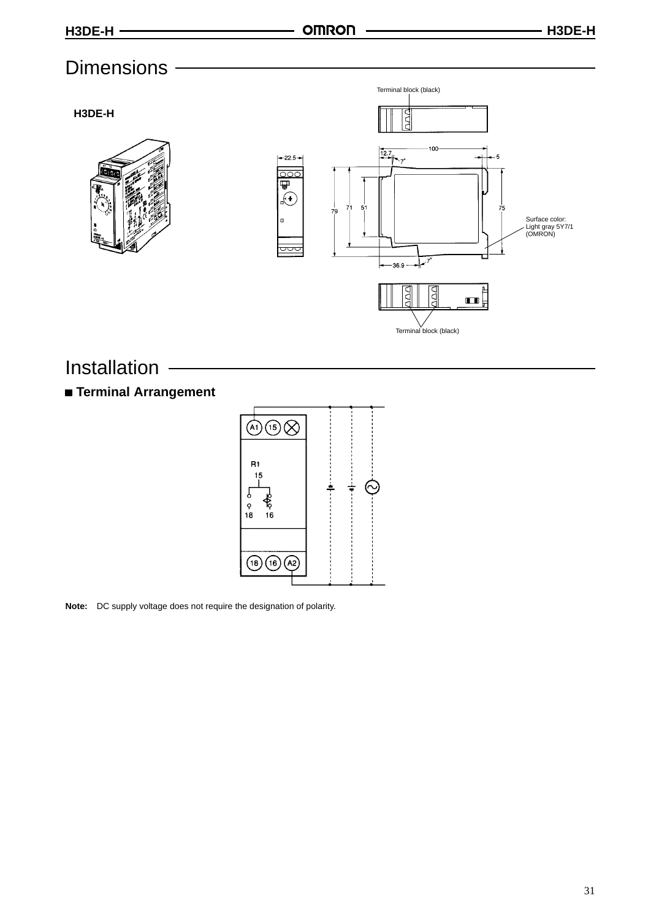# Dimensions

**H3DE-H**

Terminal block (black)

22.5

100

12.7

7°

5

79

71

51

75

Surface color: Light gray 5Y7/1 (OMRON)

36.9

7°

Terminal block (black)

# Installation

## Terminal Arrangement

A1 15

R1

15

18 16

18 16 A2

**Note:** DC supply voltage does not require the designation of polarity.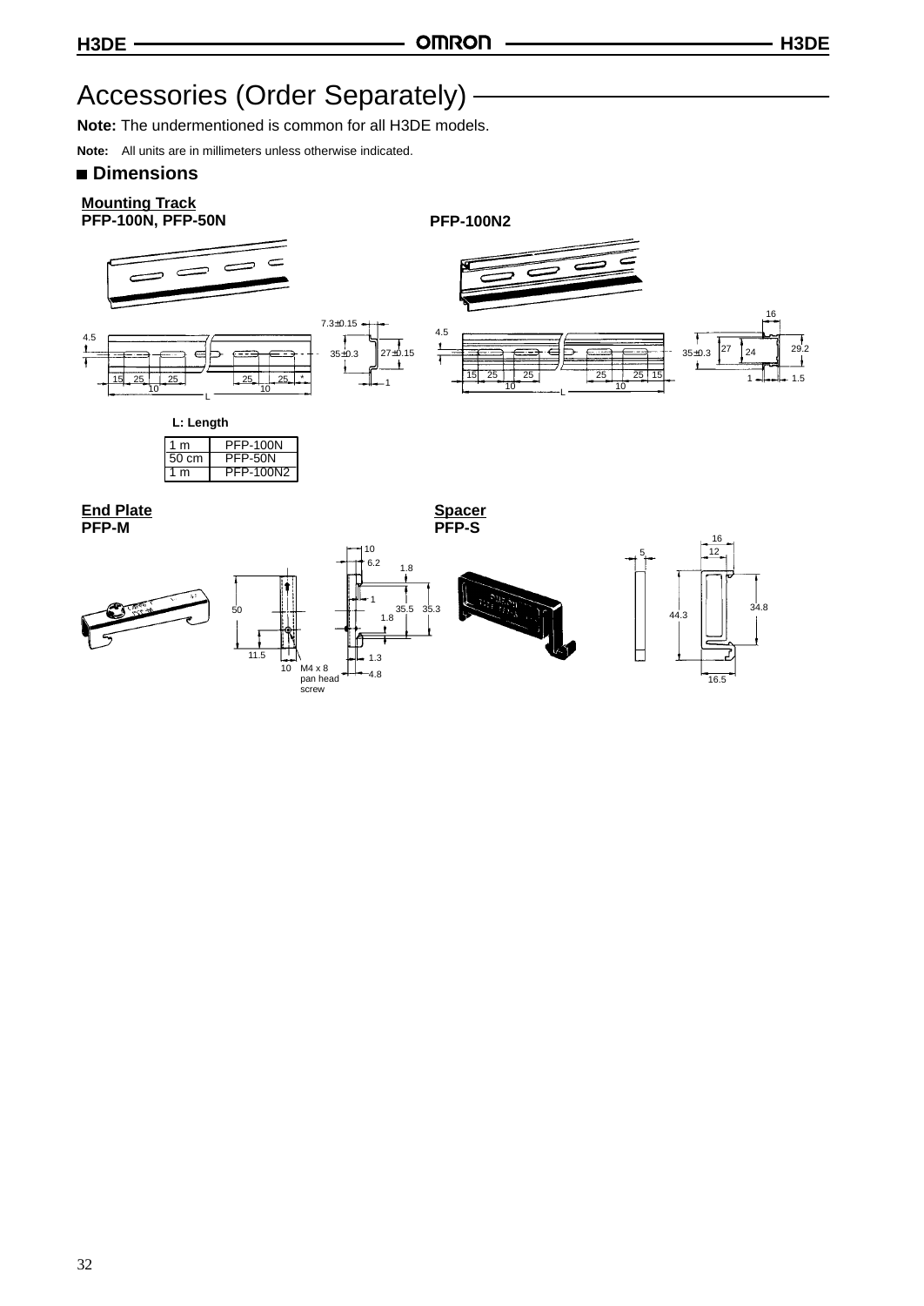# Accessories (Order Separately)

**Note:** The undermentioned is common for all H3DE models.

**Note:** All units are in millimeters unless otherwise indicated.

## Dimensions

### Mounting Track

**PFP-100N, PFP-50N**

**PFP-100N2**

**L: Length**

| | |
|---|---|
| 1 m | PFP-100N |
| 50 cm | PFP-50N |
| 1 m | PFP-100N2 |

### End Plate

**PFP-M**

M4 x 8 pan head screw

### Spacer

**PFP-S**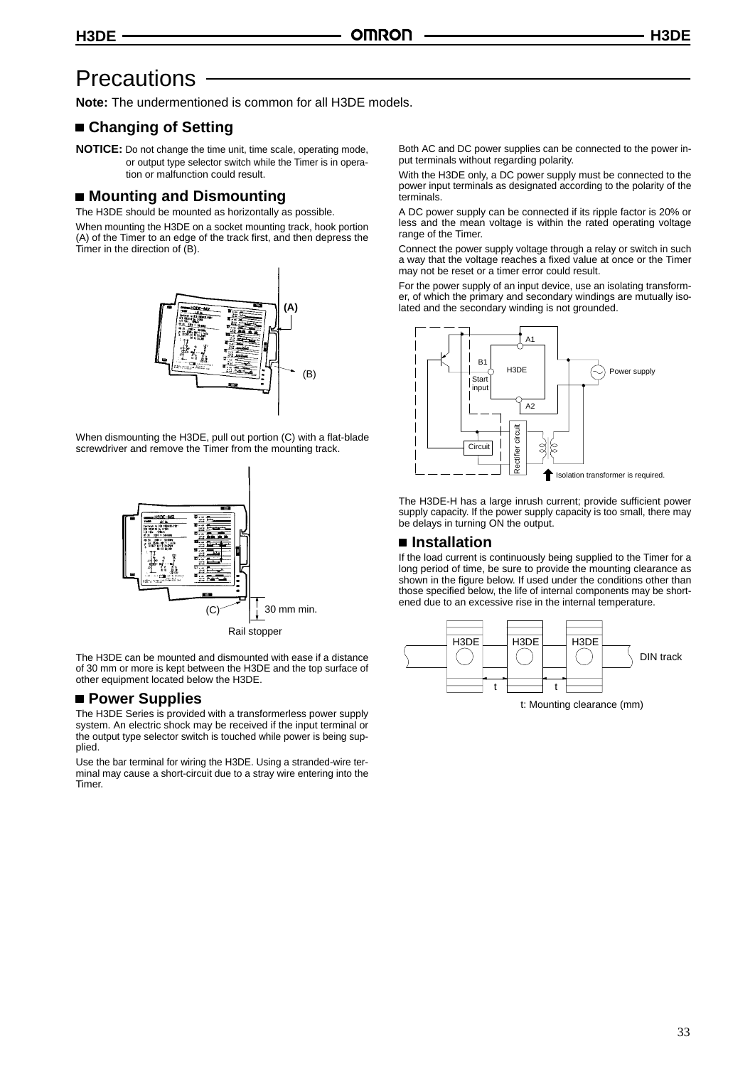# Precautions

**Note:** The undermentioned is common for all H3DE models.

## ■ Changing of Setting

**NOTICE:** Do not change the time unit, time scale, operating mode, or output type selector switch while the Timer is in operation or malfunction could result.

## ■ Mounting and Dismounting

The H3DE should be mounted as horizontally as possible.

When mounting the H3DE on a socket mounting track, hook portion (A) of the Timer to an edge of the track first, and then depress the Timer in the direction of (B).

When dismounting the H3DE, pull out portion (C) with a flat-blade screwdriver and remove the Timer from the mounting track.

(C) 30 mm min.

Rail stopper

The H3DE can be mounted and dismounted with ease if a distance of 30 mm or more is kept between the H3DE and the top surface of other equipment located below the H3DE.

## ■ Power Supplies

The H3DE Series is provided with a transformerless power supply system. An electric shock may be received if the input terminal or the output type selector switch is touched while power is being supplied.

Use the bar terminal for wiring the H3DE. Using a stranded-wire terminal may cause a short-circuit due to a stray wire entering into the Timer.

Both AC and DC power supplies can be connected to the power input terminals without regarding polarity.

With the H3DE only, a DC power supply must be connected to the power input terminals as designated according to the polarity of the terminals.

A DC power supply can be connected if its ripple factor is 20% or less and the mean voltage is within the rated operating voltage range of the Timer.

Connect the power supply voltage through a relay or switch in such a way that the voltage reaches a fixed value at once or the Timer may not be reset or a timer error could result.

For the power supply of an input device, use an isolating transformer, of which the primary and secondary windings are mutually isolated and the secondary winding is not grounded.

Isolation transformer is required.

The H3DE-H has a large inrush current; provide sufficient power supply capacity. If the power supply capacity is too small, there may be delays in turning ON the output.

## ■ Installation

If the load current is continuously being supplied to the Timer for a long period of time, be sure to provide the mounting clearance as shown in the figure below. If used under the conditions other than those specified below, the life of internal components may be shortened due to an excessive rise in the internal temperature.

t: Mounting clearance (mm)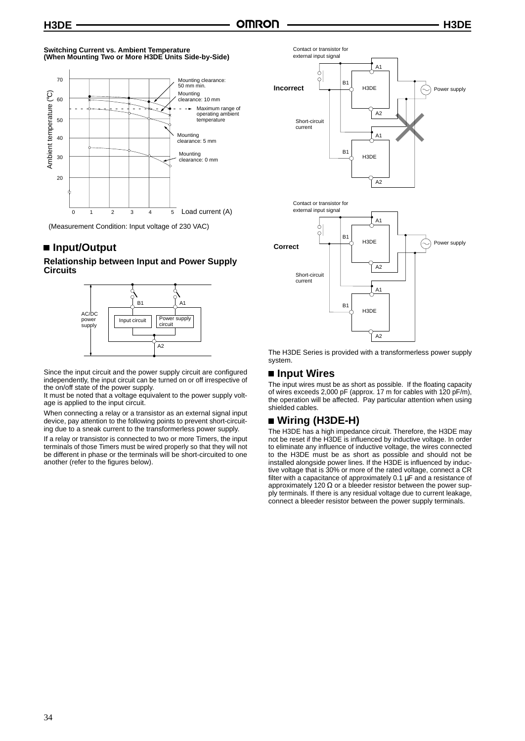**Switching Current vs. Ambient Temperature (When Mounting Two or More H3DE Units Side-by-Side)**

(Measurement Condition: Input voltage of 230 VAC)

## ■ Input/Output

### Relationship between Input and Power Supply Circuits

Since the input circuit and the power supply circuit are configured independently, the input circuit can be turned on or off irrespective of the on/off state of the power supply.

It must be noted that a voltage equivalent to the power supply voltage is applied to the input circuit.

When connecting a relay or a transistor as an external signal input device, pay attention to the following points to prevent short-circuiting due to a sneak current to the transformerless power supply.

If a relay or transistor is connected to two or more Timers, the input terminals of those Timers must be wired properly so that they will not be different in phase or the terminals will be short-circuited to one another (refer to the figures below).

The H3DE Series is provided with a transformerless power supply system.

## ■ Input Wires

The input wires must be as short as possible. If the floating capacity of wires exceeds 2,000 pF (approx. 17 m for cables with 120 pF/m), the operation will be affected. Pay particular attention when using shielded cables.

## ■ Wiring (H3DE-H)

The H3DE has a high impedance circuit. Therefore, the H3DE may not be reset if the H3DE is influenced by inductive voltage. In order to eliminate any influence of inductive voltage, the wires connected to the H3DE must be as short as possible and should not be installed alongside power lines. If the H3DE is influenced by inductive voltage that is 30% or more of the rated voltage, connect a CR filter with a capacitance of approximately 0.1 μF and a resistance of approximately 120 Ω or a bleeder resistor between the power supply terminals. If there is any residual voltage due to current leakage, connect a bleeder resistor between the power supply terminals.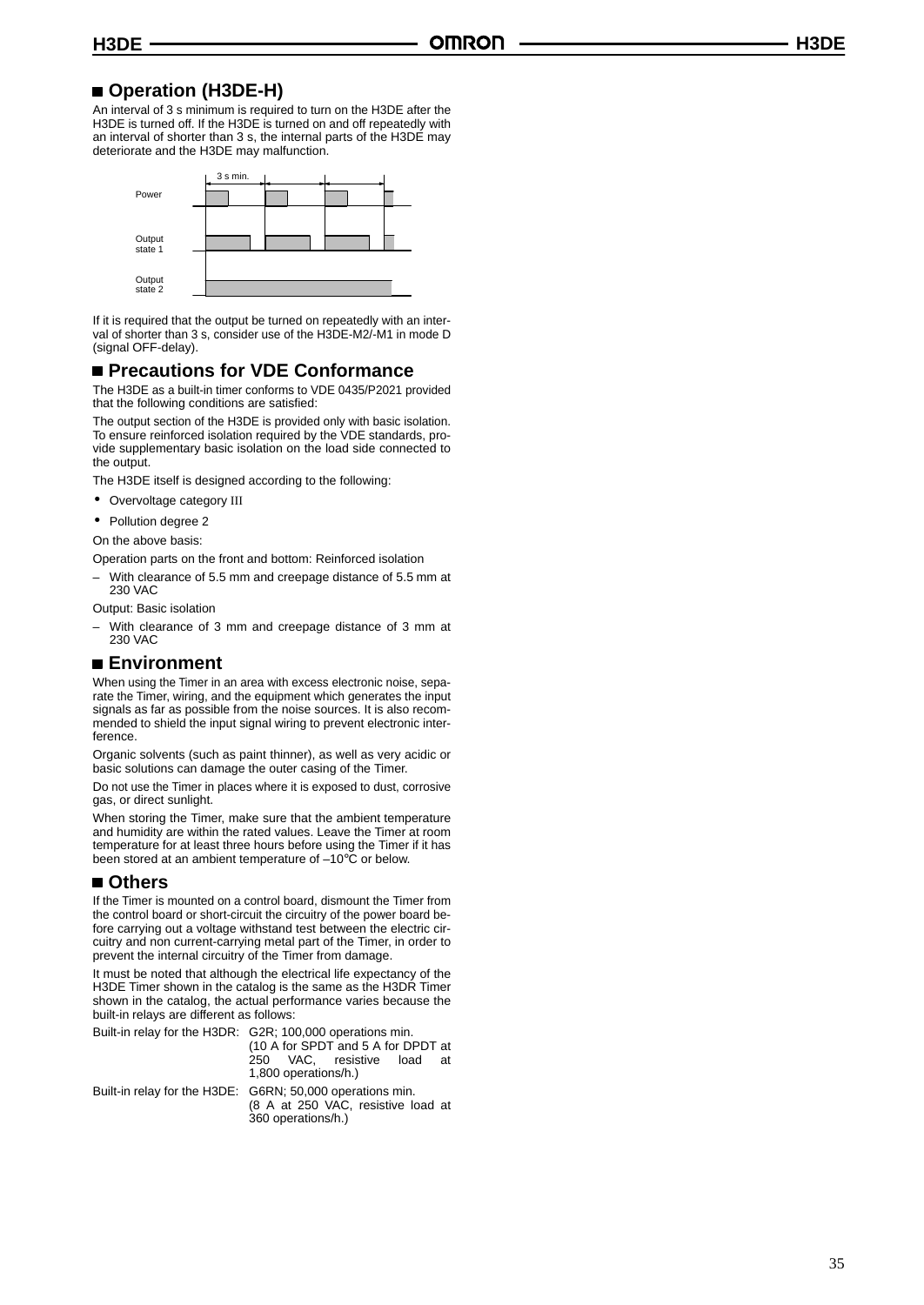## Operation (H3DE-H)

An interval of 3 s minimum is required to turn on the H3DE after the H3DE is turned off. If the H3DE is turned on and off repeatedly with an interval of shorter than 3 s, the internal parts of the H3DE may deteriorate and the H3DE may malfunction.

3 s min.

Power

Output state 1

Output state 2

If it is required that the output be turned on repeatedly with an interval of shorter than 3 s, consider use of the H3DE-M2/-M1 in mode D (signal OFF-delay).

## Precautions for VDE Conformance

The H3DE as a built-in timer conforms to VDE 0435/P2021 provided that the following conditions are satisfied:

The output section of the H3DE is provided only with basic isolation. To ensure reinforced isolation required by the VDE standards, provide supplementary basic isolation on the load side connected to the output.

The H3DE itself is designed according to the following:

- Overvoltage category III
- Pollution degree 2

On the above basis:

Operation parts on the front and bottom: Reinforced isolation

– With clearance of 5.5 mm and creepage distance of 5.5 mm at 230 VAC

Output: Basic isolation

– With clearance of 3 mm and creepage distance of 3 mm at 230 VAC

## Environment

When using the Timer in an area with excess electronic noise, separate the Timer, wiring, and the equipment which generates the input signals as far as possible from the noise sources. It is also recommended to shield the input signal wiring to prevent electronic interference.

Organic solvents (such as paint thinner), as well as very acidic or basic solutions can damage the outer casing of the Timer.

Do not use the Timer in places where it is exposed to dust, corrosive gas, or direct sunlight.

When storing the Timer, make sure that the ambient temperature and humidity are within the rated values. Leave the Timer at room temperature for at least three hours before using the Timer if it has been stored at an ambient temperature of –10°C or below.

## Others

If the Timer is mounted on a control board, dismount the Timer from the control board or short-circuit the circuitry of the power board before carrying out a voltage withstand test between the electric circuitry and non current-carrying metal part of the Timer, in order to prevent the internal circuitry of the Timer from damage.

It must be noted that although the electrical life expectancy of the H3DE Timer shown in the catalog is the same as the H3DR Timer shown in the catalog, the actual performance varies because the built-in relays are different as follows:

Built-in relay for the H3DR: G2R; 100,000 operations min. (10 A for SPDT and 5 A for DPDT at 250 VAC, resistive load at 1,800 operations/h.)

Built-in relay for the H3DE: G6RN; 50,000 operations min. (8 A at 250 VAC, resistive load at 360 operations/h.)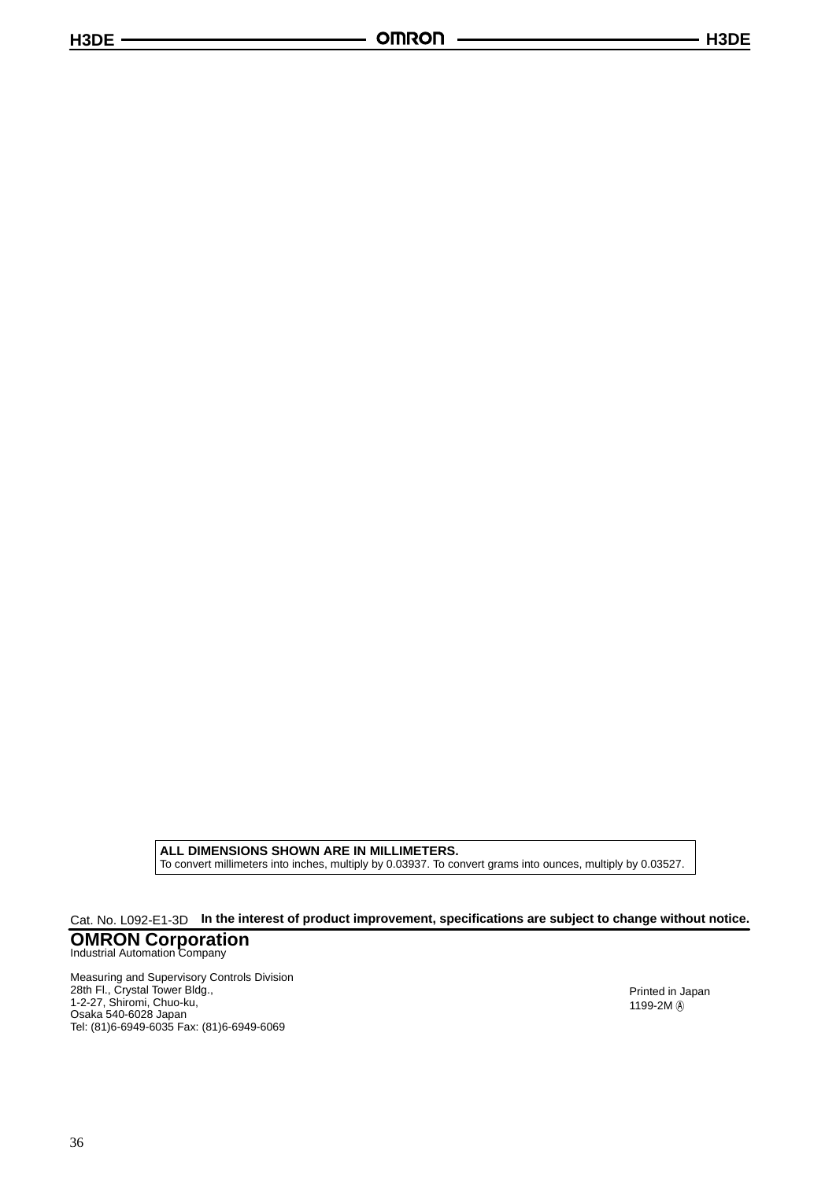**ALL DIMENSIONS SHOWN ARE IN MILLIMETERS.**
To convert millimeters into inches, multiply by 0.03937. To convert grams into ounces, multiply by 0.03527.

Cat. No. L092-E1-3D **In the interest of product improvement, specifications are subject to change without notice.**

**OMRON Corporation**
Industrial Automation Company

Measuring and Supervisory Controls Division
28th Fl., Crystal Tower Bldg.,
1-2-27, Shiromi, Chuo-ku,
Osaka 540-6028 Japan
Tel: (81)6-6949-6035 Fax: (81)6-6949-6069

Printed in Japan
1199-2M Ⓐ